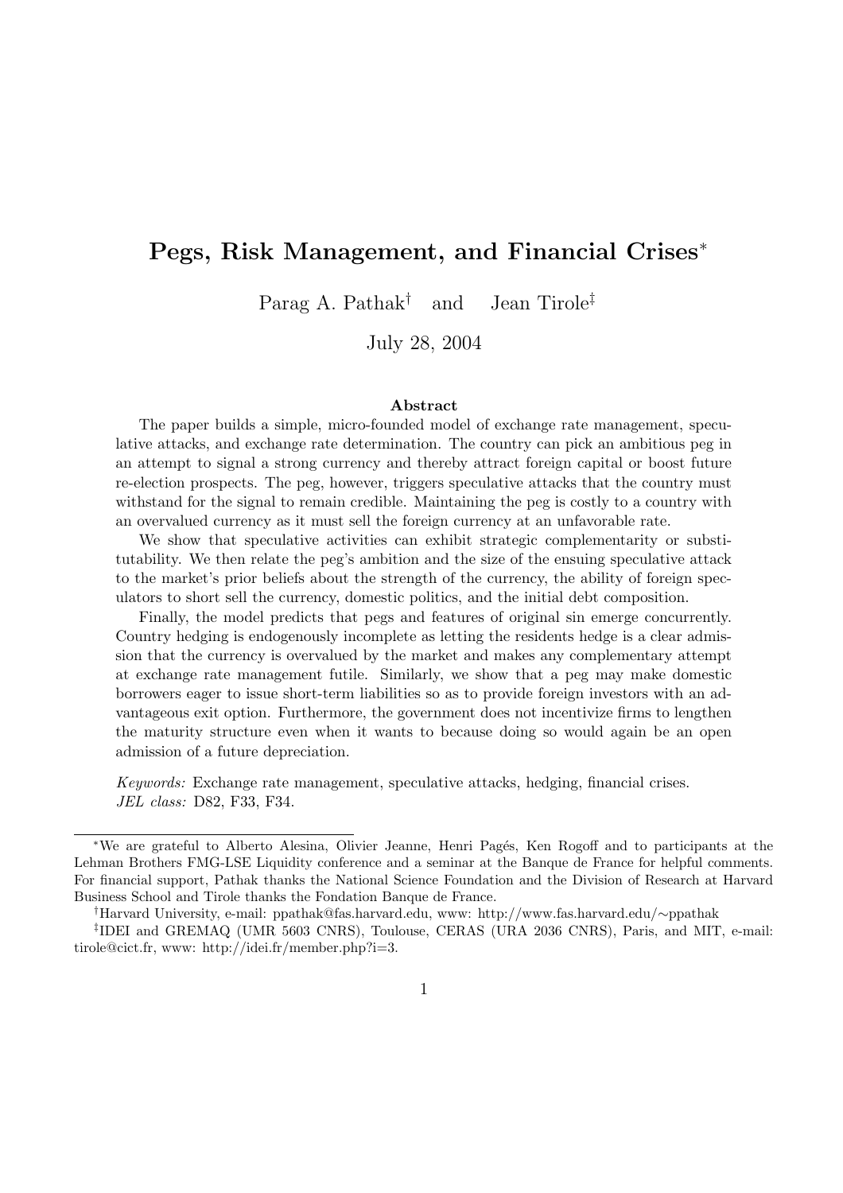# Pegs, Risk Management, and Financial Crises*

Parag A. Pathak† and Jean Tirole‡

July 28, 2004

### Abstract

The paper builds a simple, micro-founded model of exchange rate management, speculative attacks, and exchange rate determination. The country can pick an ambitious peg in an attempt to signal a strong currency and thereby attract foreign capital or boost future re-election prospects. The peg, however, triggers speculative attacks that the country must withstand for the signal to remain credible. Maintaining the peg is costly to a country with an overvalued currency as it must sell the foreign currency at an unfavorable rate.

We show that speculative activities can exhibit strategic complementarity or substitutability. We then relate the peg's ambition and the size of the ensuing speculative attack to the market's prior beliefs about the strength of the currency, the ability of foreign speculators to short sell the currency, domestic politics, and the initial debt composition.

Finally, the model predicts that pegs and features of original sin emerge concurrently. Country hedging is endogenously incomplete as letting the residents hedge is a clear admission that the currency is overvalued by the market and makes any complementary attempt at exchange rate management futile. Similarly, we show that a peg may make domestic borrowers eager to issue short-term liabilities so as to provide foreign investors with an advantageous exit option. Furthermore, the government does not incentivize firms to lengthen the maturity structure even when it wants to because doing so would again be an open admission of a future depreciation.

*Keywords:* Exchange rate management, speculative attacks, hedging, financial crises.
*JEL class:* D82, F33, F34.

---

*We are grateful to Alberto Alesina, Olivier Jeanne, Henri Pagés, Ken Rogoff and to participants at the Lehman Brothers FMG-LSE Liquidity conference and a seminar at the Banque de France for helpful comments. For financial support, Pathak thanks the National Science Foundation and the Division of Research at Harvard Business School and Tirole thanks the Fondation Banque de France.

†Harvard University, e-mail: ppathak@fas.harvard.edu, www: http://www.fas.harvard.edu/∼ppathak

‡IDEI and GREMAQ (UMR 5603 CNRS), Toulouse, CERAS (URA 2036 CNRS), Paris, and MIT, e-mail: tirole@cict.fr, www: http://idei.fr/member.php?i=3.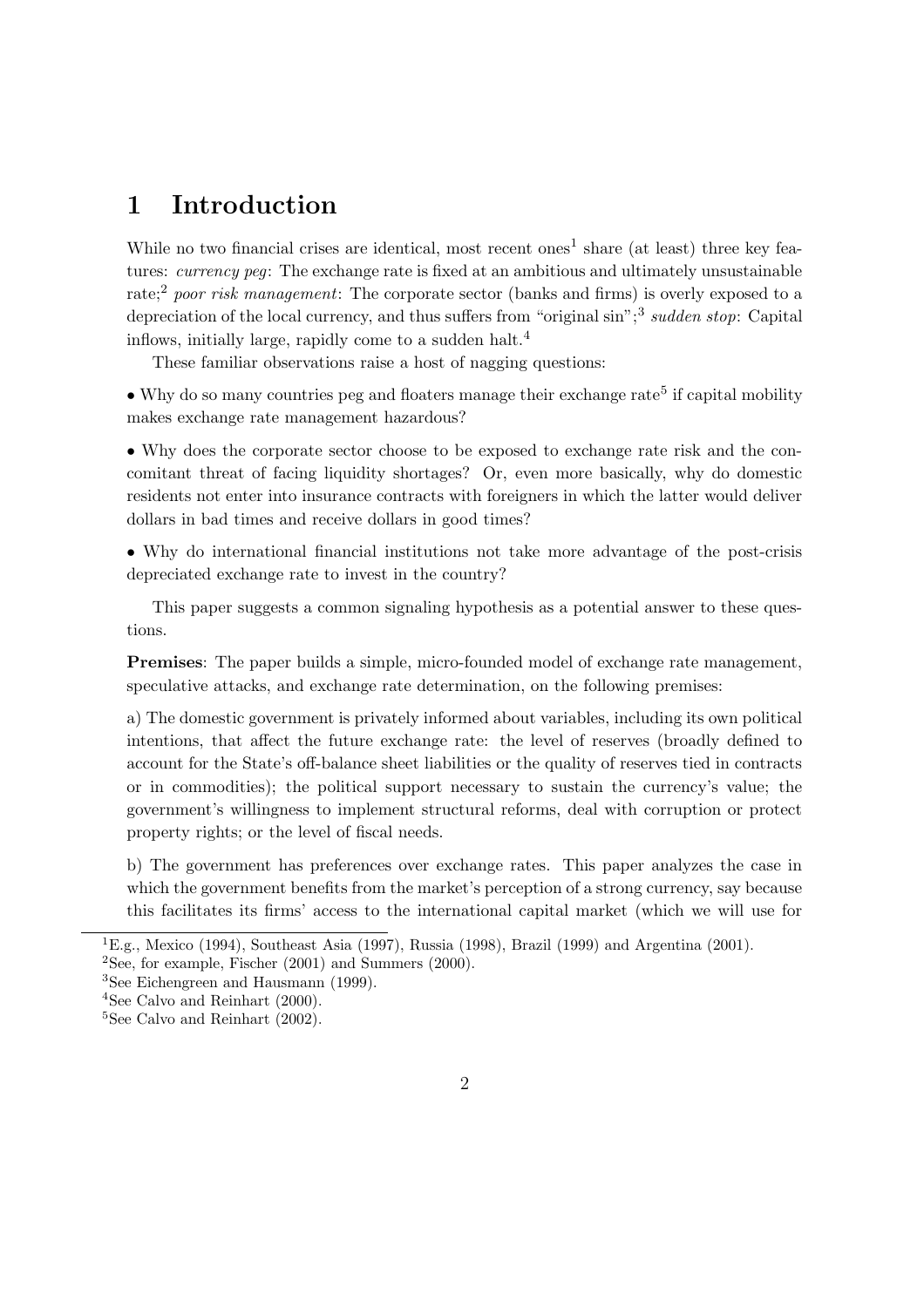# 1 Introduction

While no two financial crises are identical, most recent ones[1] share (at least) three key features: *currency peg*: The exchange rate is fixed at an ambitious and ultimately unsustainable rate;[2] *poor risk management*: The corporate sector (banks and firms) is overly exposed to a depreciation of the local currency, and thus suffers from "original sin";[3] *sudden stop*: Capital inflows, initially large, rapidly come to a sudden halt.[4]

These familiar observations raise a host of nagging questions:

• Why do so many countries peg and floaters manage their exchange rate[5] if capital mobility makes exchange rate management hazardous?

• Why does the corporate sector choose to be exposed to exchange rate risk and the concomitant threat of facing liquidity shortages? Or, even more basically, why do domestic residents not enter into insurance contracts with foreigners in which the latter would deliver dollars in bad times and receive dollars in good times?

• Why do international financial institutions not take more advantage of the post-crisis depreciated exchange rate to invest in the country?

This paper suggests a common signaling hypothesis as a potential answer to these questions.

**Premises**: The paper builds a simple, micro-founded model of exchange rate management, speculative attacks, and exchange rate determination, on the following premises:

a) The domestic government is privately informed about variables, including its own political intentions, that affect the future exchange rate: the level of reserves (broadly defined to account for the State's off-balance sheet liabilities or the quality of reserves tied in contracts or in commodities); the political support necessary to sustain the currency's value; the government's willingness to implement structural reforms, deal with corruption or protect property rights; or the level of fiscal needs.

b) The government has preferences over exchange rates. This paper analyzes the case in which the government benefits from the market's perception of a strong currency, say because this facilitates its firms' access to the international capital market (which we will use for

[1] E.g., Mexico (1994), Southeast Asia (1997), Russia (1998), Brazil (1999) and Argentina (2001).

[2] See, for example, Fischer (2001) and Summers (2000).

[3] See Eichengreen and Hausmann (1999).

[4] See Calvo and Reinhart (2000).

[5] See Calvo and Reinhart (2002).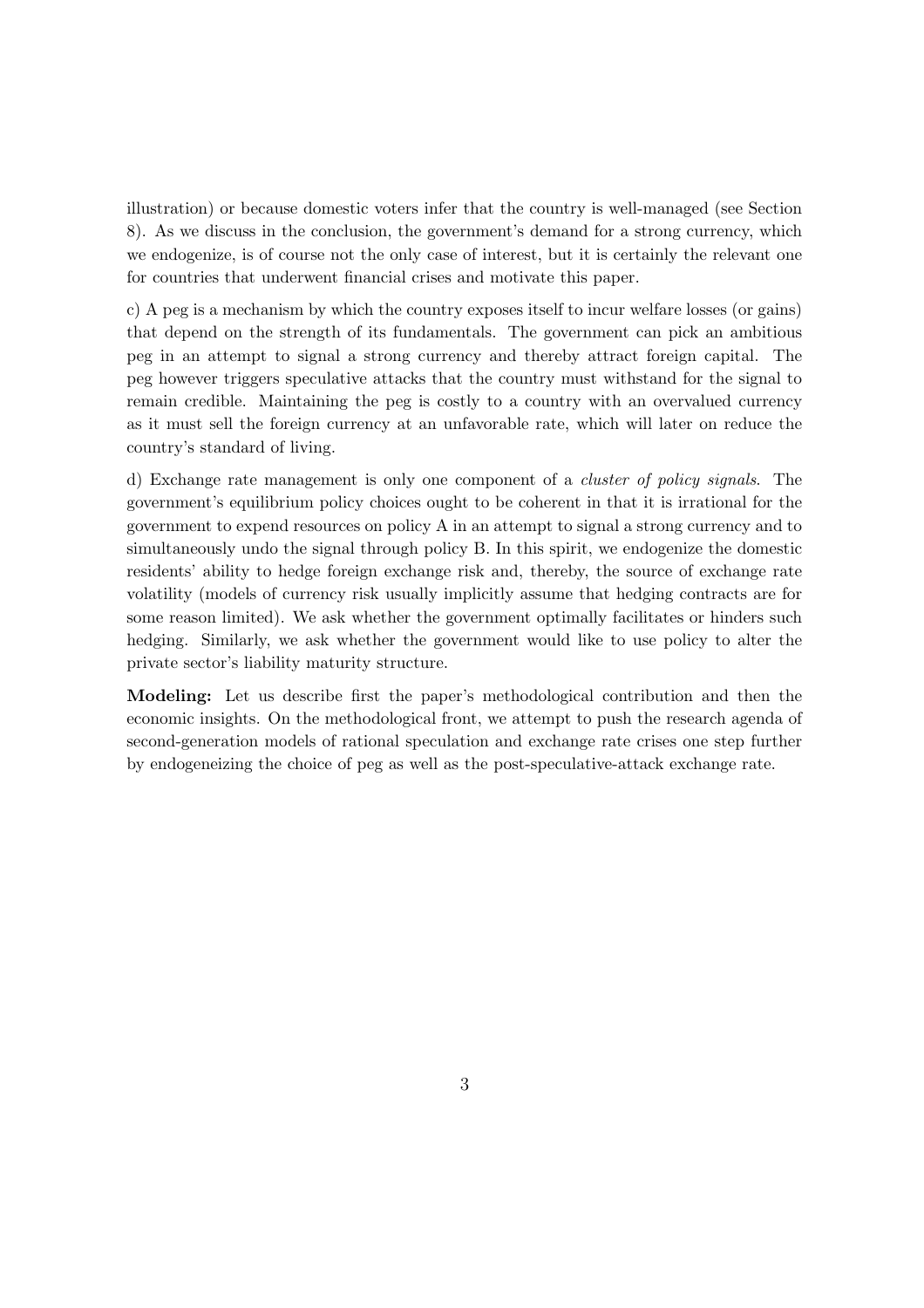illustration) or because domestic voters infer that the country is well-managed (see Section 8). As we discuss in the conclusion, the government's demand for a strong currency, which we endogenize, is of course not the only case of interest, but it is certainly the relevant one for countries that underwent financial crises and motivate this paper.

c) A peg is a mechanism by which the country exposes itself to incur welfare losses (or gains) that depend on the strength of its fundamentals. The government can pick an ambitious peg in an attempt to signal a strong currency and thereby attract foreign capital. The peg however triggers speculative attacks that the country must withstand for the signal to remain credible. Maintaining the peg is costly to a country with an overvalued currency as it must sell the foreign currency at an unfavorable rate, which will later on reduce the country's standard of living.

d) Exchange rate management is only one component of a *cluster of policy signals*. The government's equilibrium policy choices ought to be coherent in that it is irrational for the government to expend resources on policy A in an attempt to signal a strong currency and to simultaneously undo the signal through policy B. In this spirit, we endogenize the domestic residents' ability to hedge foreign exchange risk and, thereby, the source of exchange rate volatility (models of currency risk usually implicitly assume that hedging contracts are for some reason limited). We ask whether the government optimally facilitates or hinders such hedging. Similarly, we ask whether the government would like to use policy to alter the private sector's liability maturity structure.

**Modeling:** Let us describe first the paper's methodological contribution and then the economic insights. On the methodological front, we attempt to push the research agenda of second-generation models of rational speculation and exchange rate crises one step further by endogeneizing the choice of peg as well as the post-speculative-attack exchange rate.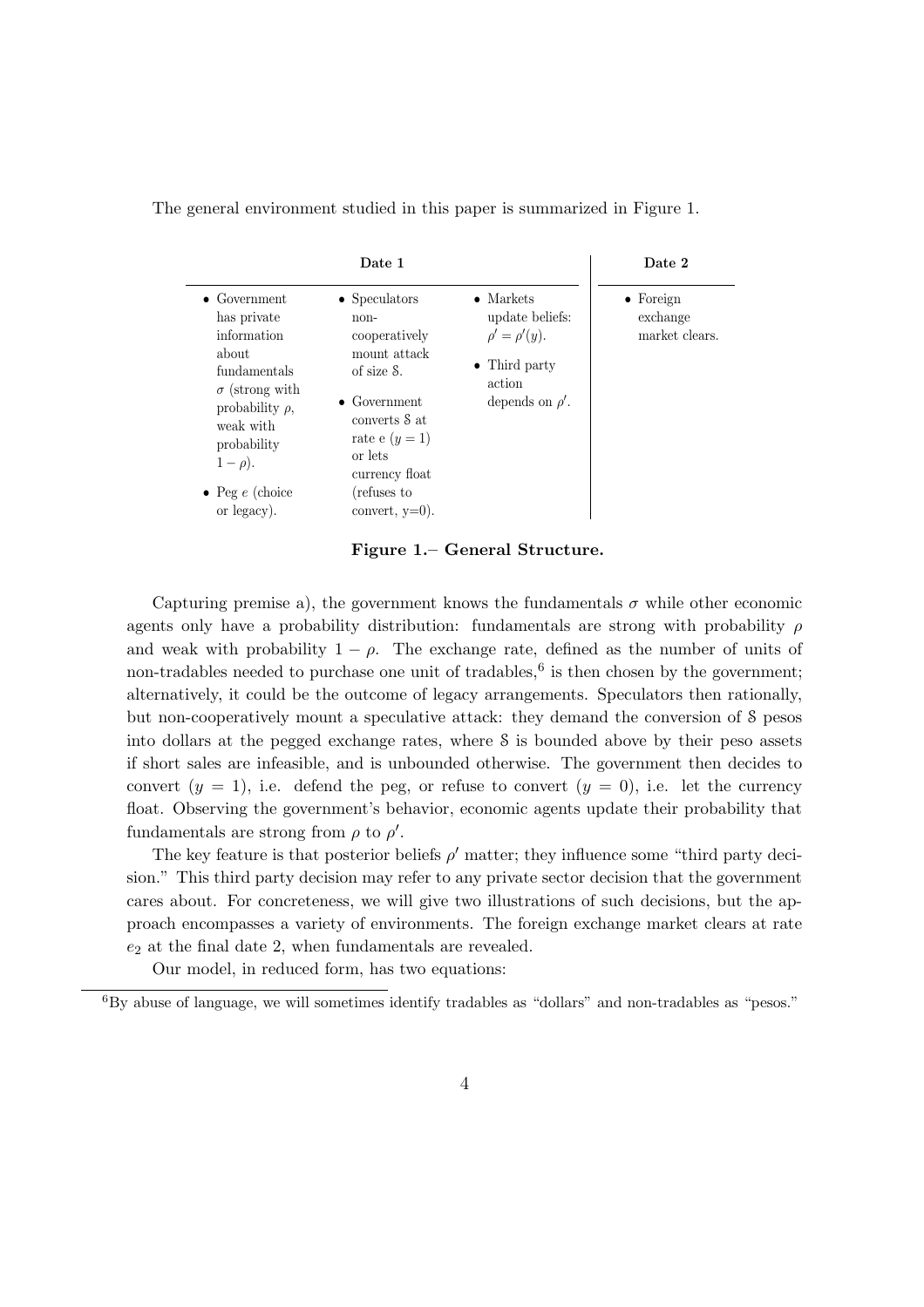The general environment studied in this paper is summarized in Figure 1.

| Date 1 | | | Date 2 |
|---|---|---|---|
| • Government has private information about fundamentals $\sigma$ (strong with probability $\rho$, weak with probability $1-\rho$). <br> • Peg $e$ (choice or legacy). | • Speculators non-cooperatively mount attack of size $\mathcal{S}$. <br> • Government converts $\mathcal{S}$ at rate e ($y=1$) or lets currency float (refuses to convert, y=0). | • Markets update beliefs: $\rho' = \rho'(y)$. <br> • Third party action depends on $\rho'$. | • Foreign exchange market clears. |

**Figure 1.– General Structure.**

Capturing premise a), the government knows the fundamentals $\sigma$ while other economic agents only have a probability distribution: fundamentals are strong with probability $\rho$ and weak with probability $1-\rho$. The exchange rate, defined as the number of units of non-tradables needed to purchase one unit of tradables,[6] is then chosen by the government; alternatively, it could be the outcome of legacy arrangements. Speculators then rationally, but non-cooperatively mount a speculative attack: they demand the conversion of $\mathcal{S}$ pesos into dollars at the pegged exchange rates, where $\mathcal{S}$ is bounded above by their peso assets if short sales are infeasible, and is unbounded otherwise. The government then decides to convert ($y=1$), i.e. defend the peg, or refuse to convert ($y=0$), i.e. let the currency float. Observing the government's behavior, economic agents update their probability that fundamentals are strong from $\rho$ to $\rho'$.

The key feature is that posterior beliefs $\rho'$ matter; they influence some "third party decision." This third party decision may refer to any private sector decision that the government cares about. For concreteness, we will give two illustrations of such decisions, but the approach encompasses a variety of environments. The foreign exchange market clears at rate $e_2$ at the final date 2, when fundamentals are revealed.

Our model, in reduced form, has two equations:

[6] By abuse of language, we will sometimes identify tradables as "dollars" and non-tradables as "pesos."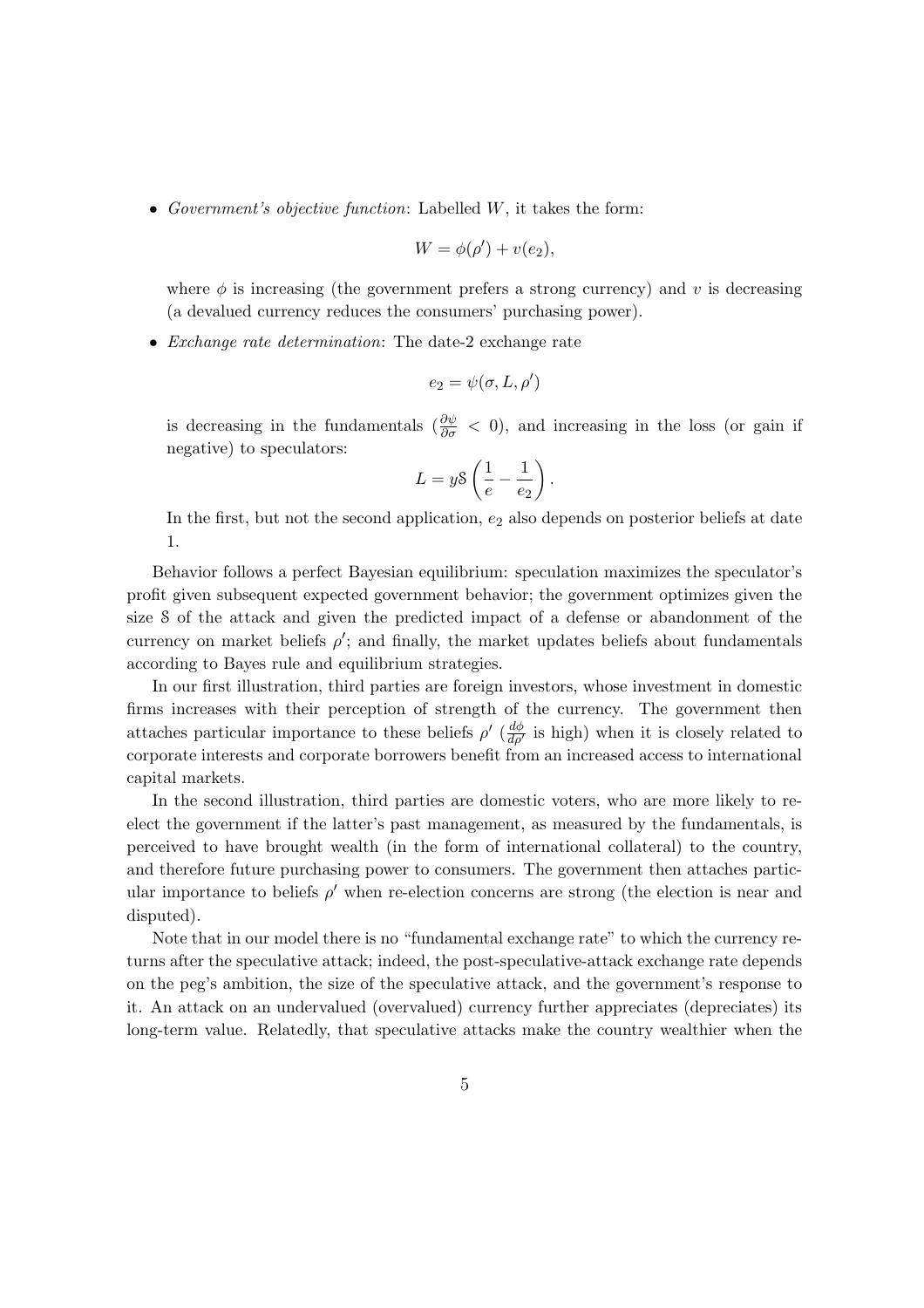- *Government's objective function*: Labelled $W$, it takes the form:

$$W = \phi(\rho') + v(e_2),$$

where $\phi$ is increasing (the government prefers a strong currency) and $v$ is decreasing (a devalued currency reduces the consumers' purchasing power).

- *Exchange rate determination*: The date-2 exchange rate

$$e_2 = \psi(\sigma, L, \rho')$$

is decreasing in the fundamentals ($\frac{\partial \psi}{\partial \sigma} < 0$), and increasing in the loss (or gain if negative) to speculators:

$$L = y\mathcal{S}\left(\frac{1}{e} - \frac{1}{e_2}\right).$$

In the first, but not the second application, $e_2$ also depends on posterior beliefs at date 1.

Behavior follows a perfect Bayesian equilibrium: speculation maximizes the speculator's profit given subsequent expected government behavior; the government optimizes given the size $\mathcal{S}$ of the attack and given the predicted impact of a defense or abandonment of the currency on market beliefs $\rho'$; and finally, the market updates beliefs about fundamentals according to Bayes rule and equilibrium strategies.

In our first illustration, third parties are foreign investors, whose investment in domestic firms increases with their perception of strength of the currency. The government then attaches particular importance to these beliefs $\rho'$ ($\frac{d\phi}{d\rho'}$ is high) when it is closely related to corporate interests and corporate borrowers benefit from an increased access to international capital markets.

In the second illustration, third parties are domestic voters, who are more likely to re-elect the government if the latter's past management, as measured by the fundamentals, is perceived to have brought wealth (in the form of international collateral) to the country, and therefore future purchasing power to consumers. The government then attaches particular importance to beliefs $\rho'$ when re-election concerns are strong (the election is near and disputed).

Note that in our model there is no "fundamental exchange rate" to which the currency returns after the speculative attack; indeed, the post-speculative-attack exchange rate depends on the peg's ambition, the size of the speculative attack, and the government's response to it. An attack on an undervalued (overvalued) currency further appreciates (depreciates) its long-term value. Relatedly, that speculative attacks make the country wealthier when the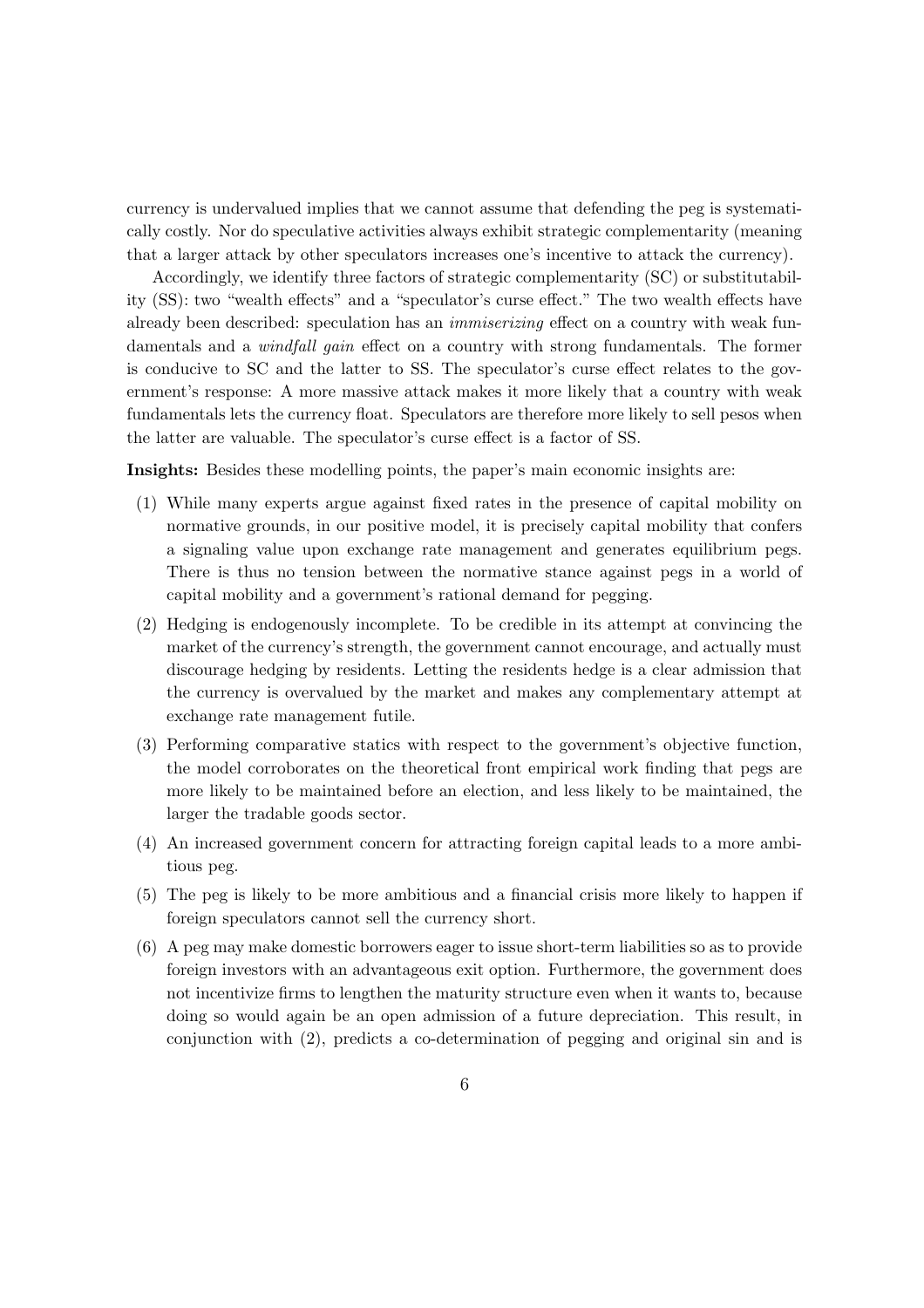currency is undervalued implies that we cannot assume that defending the peg is systematically costly. Nor do speculative activities always exhibit strategic complementarity (meaning that a larger attack by other speculators increases one's incentive to attack the currency).

Accordingly, we identify three factors of strategic complementarity (SC) or substitutability (SS): two "wealth effects" and a "speculator's curse effect." The two wealth effects have already been described: speculation has an *immiserizing* effect on a country with weak fundamentals and a *windfall gain* effect on a country with strong fundamentals. The former is conducive to SC and the latter to SS. The speculator's curse effect relates to the government's response: A more massive attack makes it more likely that a country with weak fundamentals lets the currency float. Speculators are therefore more likely to sell pesos when the latter are valuable. The speculator's curse effect is a factor of SS.

**Insights:** Besides these modelling points, the paper's main economic insights are:

(1) While many experts argue against fixed rates in the presence of capital mobility on normative grounds, in our positive model, it is precisely capital mobility that confers a signaling value upon exchange rate management and generates equilibrium pegs. There is thus no tension between the normative stance against pegs in a world of capital mobility and a government's rational demand for pegging.

(2) Hedging is endogenously incomplete. To be credible in its attempt at convincing the market of the currency's strength, the government cannot encourage, and actually must discourage hedging by residents. Letting the residents hedge is a clear admission that the currency is overvalued by the market and makes any complementary attempt at exchange rate management futile.

(3) Performing comparative statics with respect to the government's objective function, the model corroborates on the theoretical front empirical work finding that pegs are more likely to be maintained before an election, and less likely to be maintained, the larger the tradable goods sector.

(4) An increased government concern for attracting foreign capital leads to a more ambitious peg.

(5) The peg is likely to be more ambitious and a financial crisis more likely to happen if foreign speculators cannot sell the currency short.

(6) A peg may make domestic borrowers eager to issue short-term liabilities so as to provide foreign investors with an advantageous exit option. Furthermore, the government does not incentivize firms to lengthen the maturity structure even when it wants to, because doing so would again be an open admission of a future depreciation. This result, in conjunction with (2), predicts a co-determination of pegging and original sin and is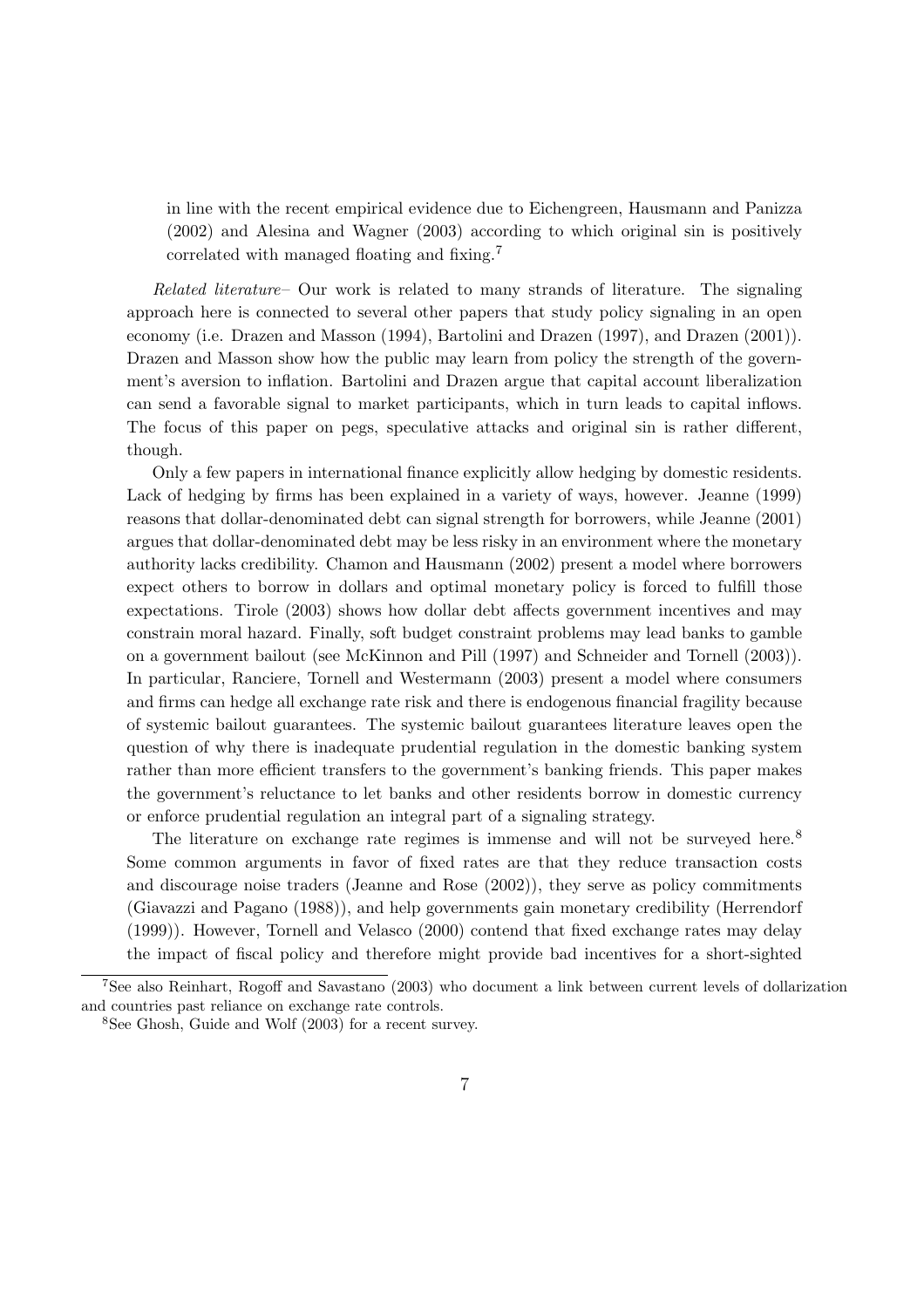in line with the recent empirical evidence due to Eichengreen, Hausmann and Panizza (2002) and Alesina and Wagner (2003) according to which original sin is positively correlated with managed floating and fixing.[7]

*Related literature–* Our work is related to many strands of literature. The signaling approach here is connected to several other papers that study policy signaling in an open economy (i.e. Drazen and Masson (1994), Bartolini and Drazen (1997), and Drazen (2001)). Drazen and Masson show how the public may learn from policy the strength of the government's aversion to inflation. Bartolini and Drazen argue that capital account liberalization can send a favorable signal to market participants, which in turn leads to capital inflows. The focus of this paper on pegs, speculative attacks and original sin is rather different, though.

Only a few papers in international finance explicitly allow hedging by domestic residents. Lack of hedging by firms has been explained in a variety of ways, however. Jeanne (1999) reasons that dollar-denominated debt can signal strength for borrowers, while Jeanne (2001) argues that dollar-denominated debt may be less risky in an environment where the monetary authority lacks credibility. Chamon and Hausmann (2002) present a model where borrowers expect others to borrow in dollars and optimal monetary policy is forced to fulfill those expectations. Tirole (2003) shows how dollar debt affects government incentives and may constrain moral hazard. Finally, soft budget constraint problems may lead banks to gamble on a government bailout (see McKinnon and Pill (1997) and Schneider and Tornell (2003)). In particular, Ranciere, Tornell and Westermann (2003) present a model where consumers and firms can hedge all exchange rate risk and there is endogenous financial fragility because of systemic bailout guarantees. The systemic bailout guarantees literature leaves open the question of why there is inadequate prudential regulation in the domestic banking system rather than more efficient transfers to the government's banking friends. This paper makes the government's reluctance to let banks and other residents borrow in domestic currency or enforce prudential regulation an integral part of a signaling strategy.

The literature on exchange rate regimes is immense and will not be surveyed here.[8] Some common arguments in favor of fixed rates are that they reduce transaction costs and discourage noise traders (Jeanne and Rose (2002)), they serve as policy commitments (Giavazzi and Pagano (1988)), and help governments gain monetary credibility (Herrendorf (1999)). However, Tornell and Velasco (2000) contend that fixed exchange rates may delay the impact of fiscal policy and therefore might provide bad incentives for a short-sighted

[7]See also Reinhart, Rogoff and Savastano (2003) who document a link between current levels of dollarization and countries past reliance on exchange rate controls.

[8]See Ghosh, Guide and Wolf (2003) for a recent survey.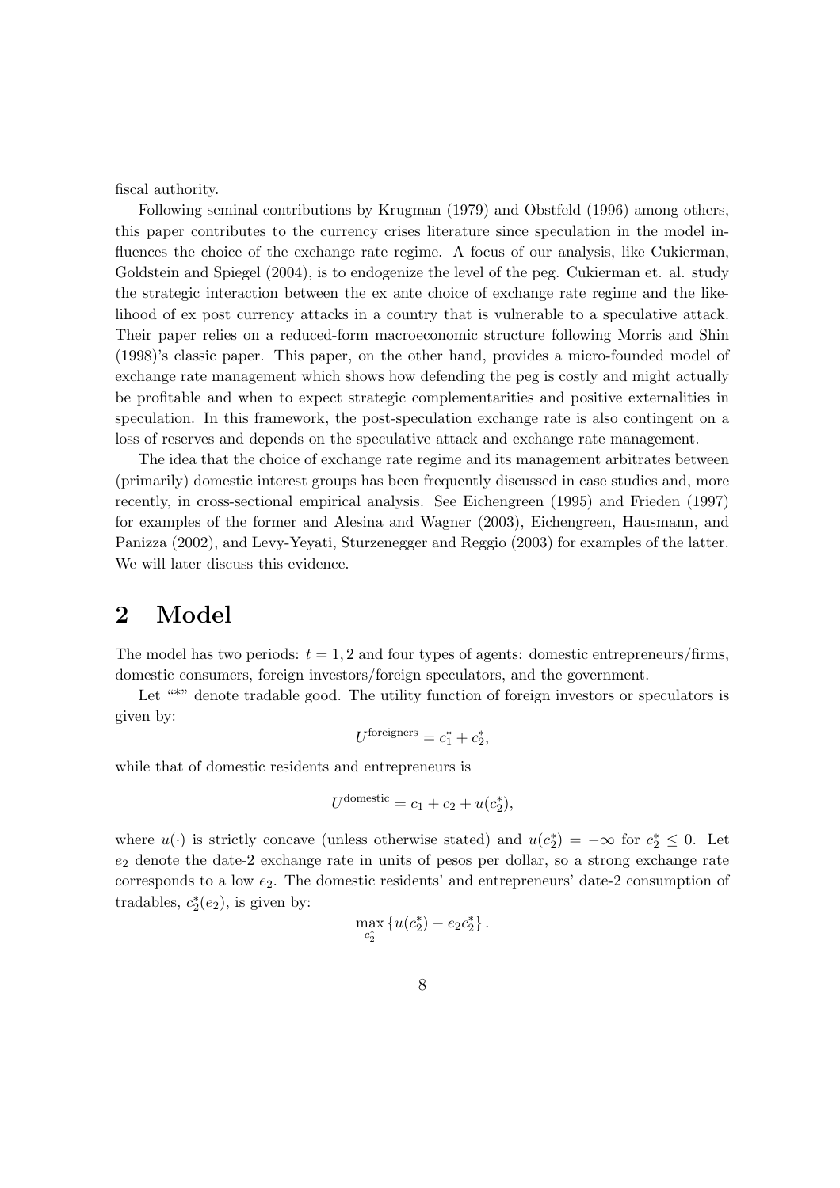fiscal authority.

Following seminal contributions by Krugman (1979) and Obstfeld (1996) among others, this paper contributes to the currency crises literature since speculation in the model influences the choice of the exchange rate regime. A focus of our analysis, like Cukierman, Goldstein and Spiegel (2004), is to endogenize the level of the peg. Cukierman et. al. study the strategic interaction between the ex ante choice of exchange rate regime and the likelihood of ex post currency attacks in a country that is vulnerable to a speculative attack. Their paper relies on a reduced-form macroeconomic structure following Morris and Shin (1998)'s classic paper. This paper, on the other hand, provides a micro-founded model of exchange rate management which shows how defending the peg is costly and might actually be profitable and when to expect strategic complementarities and positive externalities in speculation. In this framework, the post-speculation exchange rate is also contingent on a loss of reserves and depends on the speculative attack and exchange rate management.

The idea that the choice of exchange rate regime and its management arbitrates between (primarily) domestic interest groups has been frequently discussed in case studies and, more recently, in cross-sectional empirical analysis. See Eichengreen (1995) and Frieden (1997) for examples of the former and Alesina and Wagner (2003), Eichengreen, Hausmann, and Panizza (2002), and Levy-Yeyati, Sturzenegger and Reggio (2003) for examples of the latter. We will later discuss this evidence.

# 2 Model

The model has two periods: $t = 1, 2$ and four types of agents: domestic entrepreneurs/firms, domestic consumers, foreign investors/foreign speculators, and the government.

Let "\*" denote tradable good. The utility function of foreign investors or speculators is given by:

$$U^{\text{foreigners}} = c_1^* + c_2^*,$$

while that of domestic residents and entrepreneurs is

$$U^{\text{domestic}} = c_1 + c_2 + u(c_2^*),$$

where $u(\cdot)$ is strictly concave (unless otherwise stated) and $u(c_2^*) = -\infty$ for $c_2^* \leq 0$. Let $e_2$ denote the date-2 exchange rate in units of pesos per dollar, so a strong exchange rate corresponds to a low $e_2$. The domestic residents' and entrepreneurs' date-2 consumption of tradables, $c_2^*(e_2)$, is given by:

$$\max_{c_2^*} \left\{ u(c_2^*) - e_2 c_2^* \right\}.$$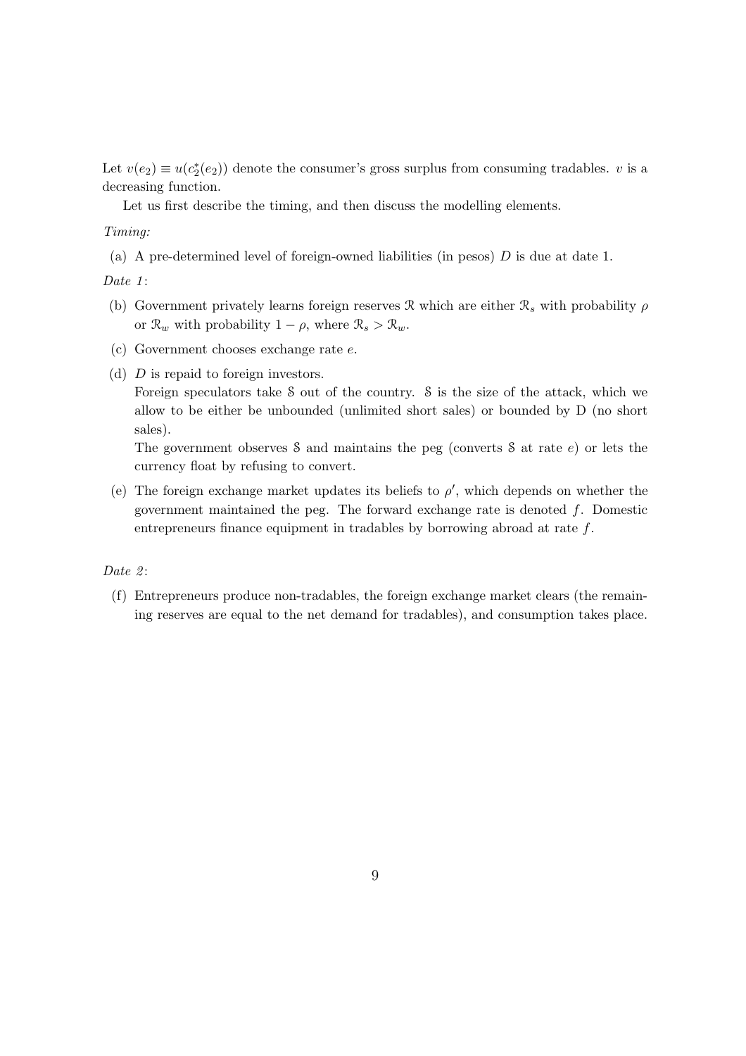Let $v(e_2) \equiv u(c_2^*(e_2))$ denote the consumer's gross surplus from consuming tradables. $v$ is a decreasing function.

Let us first describe the timing, and then discuss the modelling elements.

*Timing:*

(a) A pre-determined level of foreign-owned liabilities (in pesos) $D$ is due at date 1.

*Date 1*:

(b) Government privately learns foreign reserves $\mathcal{R}$ which are either $\mathcal{R}_s$ with probability $\rho$ or $\mathcal{R}_w$ with probability $1-\rho$, where $\mathcal{R}_s > \mathcal{R}_w$.

(c) Government chooses exchange rate $e$.

(d) $D$ is repaid to foreign investors.
Foreign speculators take $\mathcal{S}$ out of the country. $\mathcal{S}$ is the size of the attack, which we allow to be either be unbounded (unlimited short sales) or bounded by D (no short sales).
The government observes $\mathcal{S}$ and maintains the peg (converts $\mathcal{S}$ at rate $e$) or lets the currency float by refusing to convert.

(e) The foreign exchange market updates its beliefs to $\rho'$, which depends on whether the government maintained the peg. The forward exchange rate is denoted $f$. Domestic entrepreneurs finance equipment in tradables by borrowing abroad at rate $f$.

*Date 2*:

(f) Entrepreneurs produce non-tradables, the foreign exchange market clears (the remaining reserves are equal to the net demand for tradables), and consumption takes place.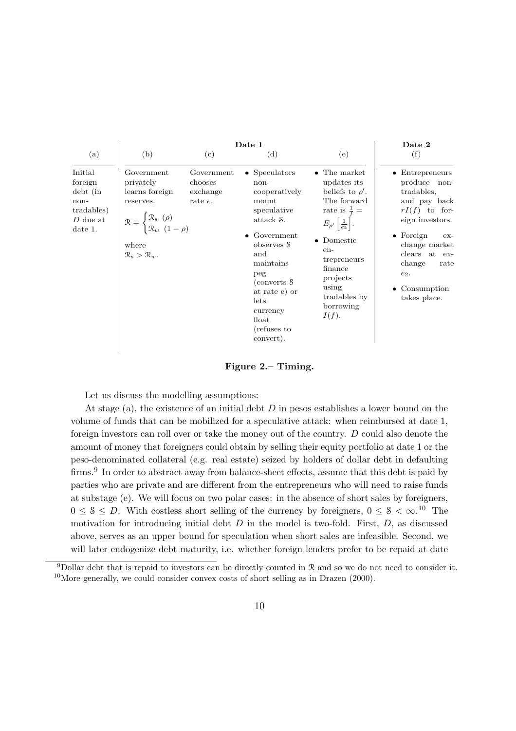| | Date 1 | | | | Date 2 |
|---|---|---|---|---|---|
| (a) | (b) | (c) | (d) | (e) | (f) |
| Initial foreign debt (in non-tradables) $D$ due at date 1. | Government privately learns foreign reserves. $\mathcal{R} = \begin{cases} \mathcal{R}_s & (\rho) \\ \mathcal{R}_w & (1-\rho) \end{cases}$ where $\mathcal{R}_s > \mathcal{R}_w$. | Government chooses exchange rate $e$. | • Speculators non-cooperatively mount speculative attack $\mathcal{S}$. • Government observes $\mathcal{S}$ and maintains peg (converts $\mathcal{S}$ at rate e) or lets currency float (refuses to convert). | • The market updates its beliefs to $\rho'$. The forward rate is $\frac{1}{f} = E_{\rho'}\left[\frac{1}{e_2}\right]$. • Domestic entrepreneurs finance projects using tradables by borrowing $I(f)$. | • Entrepreneurs produce non-tradables, and pay back $rI(f)$ to foreign investors. • Foreign exchange market clears at exchange rate $e_2$. • Consumption takes place. |

**Figure 2.– Timing.**

Let us discuss the modelling assumptions:

At stage (a), the existence of an initial debt $D$ in pesos establishes a lower bound on the volume of funds that can be mobilized for a speculative attack: when reimbursed at date 1, foreign investors can roll over or take the money out of the country. $D$ could also denote the amount of money that foreigners could obtain by selling their equity portfolio at date 1 or the peso-denominated collateral (e.g. real estate) seized by holders of dollar debt in defaulting firms.[9] In order to abstract away from balance-sheet effects, assume that this debt is paid by parties who are private and are different from the entrepreneurs who will need to raise funds at substage (e). We will focus on two polar cases: in the absence of short sales by foreigners, $0 \leq \mathcal{S} \leq D$. With costless short selling of the currency by foreigners, $0 \leq \mathcal{S} < \infty$.[10] The motivation for introducing initial debt $D$ in the model is two-fold. First, $D$, as discussed above, serves as an upper bound for speculation when short sales are infeasible. Second, we will later endogenize debt maturity, i.e. whether foreign lenders prefer to be repaid at date

[9]Dollar debt that is repaid to investors can be directly counted in $\mathcal{R}$ and so we do not need to consider it.

[10]More generally, we could consider convex costs of short selling as in Drazen (2000).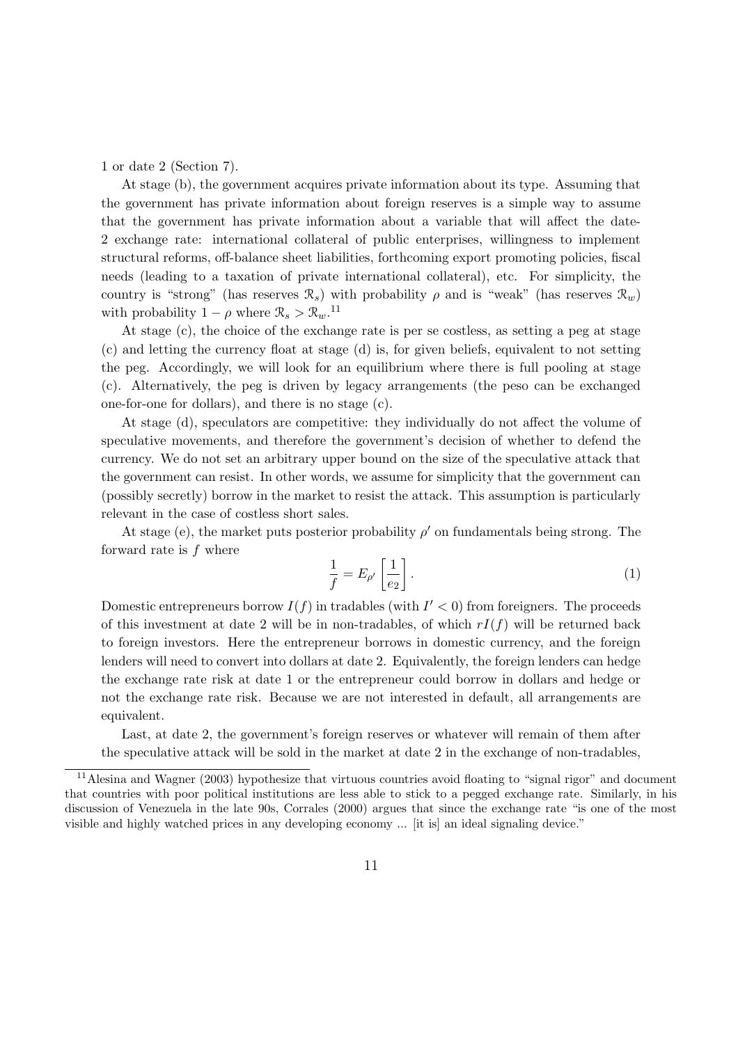1 or date 2 (Section 7).

At stage (b), the government acquires private information about its type. Assuming that the government has private information about foreign reserves is a simple way to assume that the government has private information about a variable that will affect the date-2 exchange rate: international collateral of public enterprises, willingness to implement structural reforms, off-balance sheet liabilities, forthcoming export promoting policies, fiscal needs (leading to a taxation of private international collateral), etc. For simplicity, the country is "strong" (has reserves $\mathcal{R}_s$) with probability $\rho$ and is "weak" (has reserves $\mathcal{R}_w$) with probability $1-\rho$ where $\mathcal{R}_s > \mathcal{R}_w$.[11]

At stage (c), the choice of the exchange rate is per se costless, as setting a peg at stage (c) and letting the currency float at stage (d) is, for given beliefs, equivalent to not setting the peg. Accordingly, we will look for an equilibrium where there is full pooling at stage (c). Alternatively, the peg is driven by legacy arrangements (the peso can be exchanged one-for-one for dollars), and there is no stage (c).

At stage (d), speculators are competitive: they individually do not affect the volume of speculative movements, and therefore the government's decision of whether to defend the currency. We do not set an arbitrary upper bound on the size of the speculative attack that the government can resist. In other words, we assume for simplicity that the government can (possibly secretly) borrow in the market to resist the attack. This assumption is particularly relevant in the case of costless short sales.

At stage (e), the market puts posterior probability $\rho'$ on fundamentals being strong. The forward rate is $f$ where

$$\frac{1}{f} = E_{\rho'}\left[\frac{1}{e_2}\right]. \tag{1}$$

Domestic entrepreneurs borrow $I(f)$ in tradables (with $I' < 0$) from foreigners. The proceeds of this investment at date 2 will be in non-tradables, of which $rI(f)$ will be returned back to foreign investors. Here the entrepreneur borrows in domestic currency, and the foreign lenders will need to convert into dollars at date 2. Equivalently, the foreign lenders can hedge the exchange rate risk at date 1 or the entrepreneur could borrow in dollars and hedge or not the exchange rate risk. Because we are not interested in default, all arrangements are equivalent.

Last, at date 2, the government's foreign reserves or whatever will remain of them after the speculative attack will be sold in the market at date 2 in the exchange of non-tradables,

[11] Alesina and Wagner (2003) hypothesize that virtuous countries avoid floating to "signal rigor" and document that countries with poor political institutions are less able to stick to a pegged exchange rate. Similarly, in his discussion of Venezuela in the late 90s, Corrales (2000) argues that since the exchange rate "is one of the most visible and highly watched prices in any developing economy ... [it is] an ideal signaling device."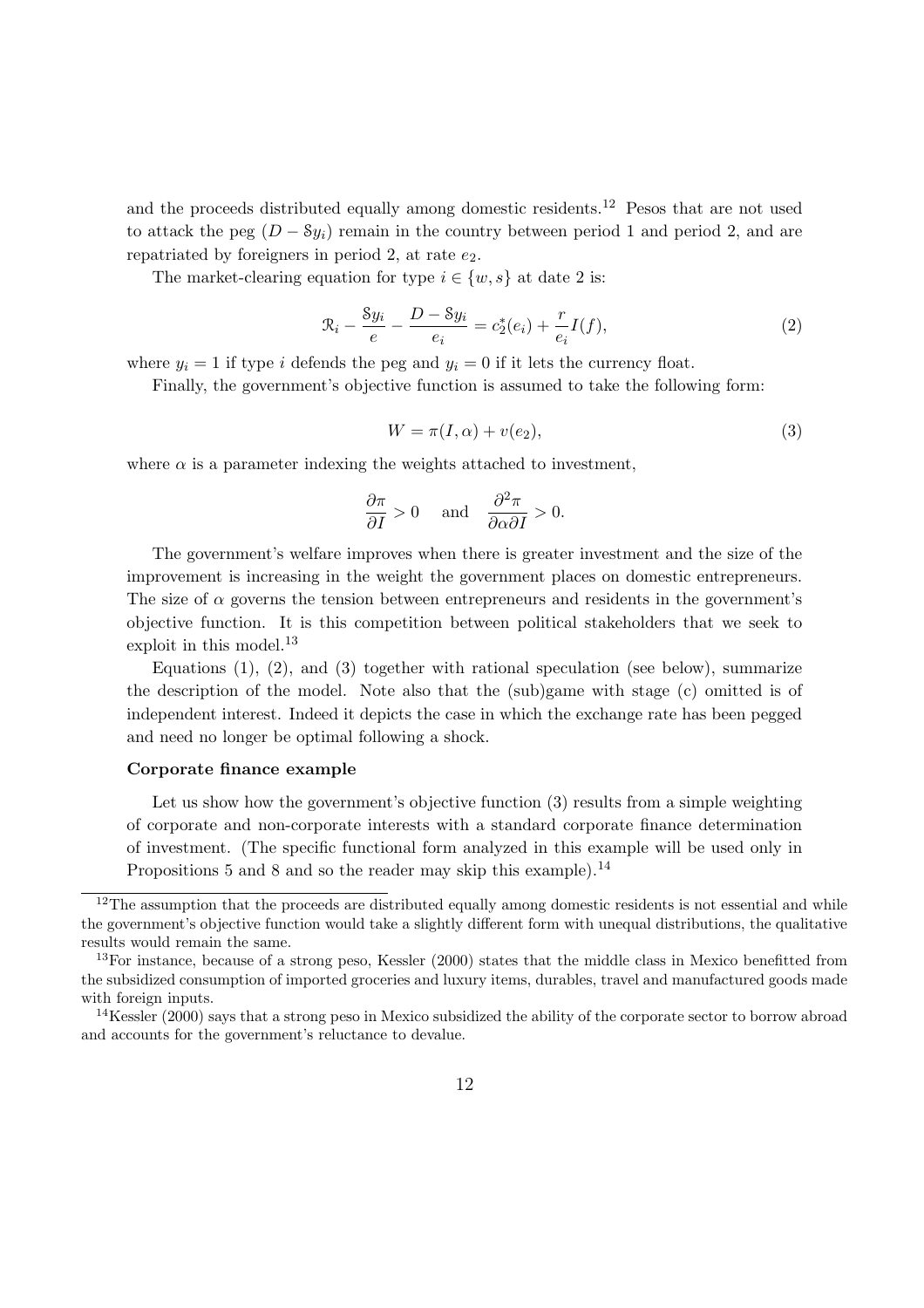and the proceeds distributed equally among domestic residents.[12] Pesos that are not used to attack the peg ($D - \mathcal{S}y_i$) remain in the country between period 1 and period 2, and are repatriated by foreigners in period 2, at rate $e_2$.

The market-clearing equation for type $i \in \{w, s\}$ at date 2 is:

$$\mathcal{R}_i - \frac{\mathcal{S}y_i}{e} - \frac{D - \mathcal{S}y_i}{e_i} = c_2^*(e_i) + \frac{r}{e_i}I(f), \tag{2}$$

where $y_i = 1$ if type $i$ defends the peg and $y_i = 0$ if it lets the currency float.

Finally, the government's objective function is assumed to take the following form:

$$W = \pi(I, \alpha) + v(e_2), \tag{3}$$

where $\alpha$ is a parameter indexing the weights attached to investment,

$$\frac{\partial \pi}{\partial I} > 0 \quad \text{and} \quad \frac{\partial^2 \pi}{\partial \alpha \partial I} > 0.$$

The government's welfare improves when there is greater investment and the size of the improvement is increasing in the weight the government places on domestic entrepreneurs. The size of $\alpha$ governs the tension between entrepreneurs and residents in the government's objective function. It is this competition between political stakeholders that we seek to exploit in this model.[13]

Equations (1), (2), and (3) together with rational speculation (see below), summarize the description of the model. Note also that the (sub)game with stage (c) omitted is of independent interest. Indeed it depicts the case in which the exchange rate has been pegged and need no longer be optimal following a shock.

**Corporate finance example**

Let us show how the government's objective function (3) results from a simple weighting of corporate and non-corporate interests with a standard corporate finance determination of investment. (The specific functional form analyzed in this example will be used only in Propositions 5 and 8 and so the reader may skip this example).[14]

---

[12] The assumption that the proceeds are distributed equally among domestic residents is not essential and while the government's objective function would take a slightly different form with unequal distributions, the qualitative results would remain the same.

[13] For instance, because of a strong peso, Kessler (2000) states that the middle class in Mexico benefitted from the subsidized consumption of imported groceries and luxury items, durables, travel and manufactured goods made with foreign inputs.

[14] Kessler (2000) says that a strong peso in Mexico subsidized the ability of the corporate sector to borrow abroad and accounts for the government's reluctance to devalue.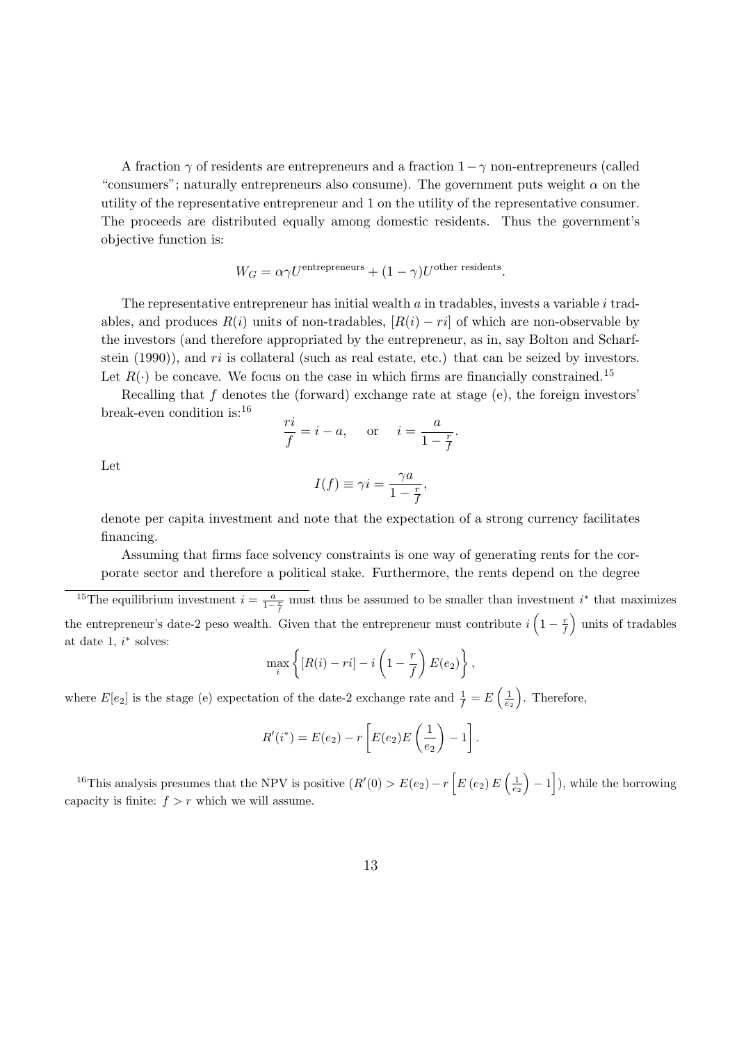A fraction $\gamma$ of residents are entrepreneurs and a fraction $1-\gamma$ non-entrepreneurs (called "consumers"; naturally entrepreneurs also consume). The government puts weight $\alpha$ on the utility of the representative entrepreneur and 1 on the utility of the representative consumer. The proceeds are distributed equally among domestic residents. Thus the government's objective function is:

$$W_G = \alpha\gamma U^{\text{entrepreneurs}} + (1-\gamma)U^{\text{other residents}}.$$

The representative entrepreneur has initial wealth $a$ in tradables, invests a variable $i$ tradables, and produces $R(i)$ units of non-tradables, $[R(i) - ri]$ of which are non-observable by the investors (and therefore appropriated by the entrepreneur, as in, say Bolton and Scharfstein (1990)), and $ri$ is collateral (such as real estate, etc.) that can be seized by investors. Let $R(\cdot)$ be concave. We focus on the case in which firms are financially constrained.[15]

Recalling that $f$ denotes the (forward) exchange rate at stage (e), the foreign investors' break-even condition is:[16]

$$\frac{ri}{f} = i - a, \quad \text{or} \quad i = \frac{a}{1-\frac{r}{f}}.$$

Let

$$I(f) \equiv \gamma i = \frac{\gamma a}{1-\frac{r}{f}},$$

denote per capita investment and note that the expectation of a strong currency facilitates financing.

Assuming that firms face solvency constraints is one way of generating rents for the corporate sector and therefore a political stake. Furthermore, the rents depend on the degree

---

[15] The equilibrium investment $i = \frac{a}{1-\frac{r}{f}}$ must thus be assumed to be smaller than investment $i^*$ that maximizes the entrepreneur's date-2 peso wealth. Given that the entrepreneur must contribute $i\left(1-\frac{r}{f}\right)$ units of tradables at date 1, $i^*$ solves:

$$\max_i \left\{ [R(i) - ri] - i\left(1-\frac{r}{f}\right)E(e_2) \right\},$$

where $E[e_2]$ is the stage (e) expectation of the date-2 exchange rate and $\frac{1}{f} = E\left(\frac{1}{e_2}\right)$. Therefore,

$$R'(i^*) = E(e_2) - r\left[E(e_2)E\left(\frac{1}{e_2}\right) - 1\right].$$

[16] This analysis presumes that the NPV is positive ($R'(0) > E(e_2) - r\left[E\left(e_2\right)E\left(\frac{1}{e_2}\right) - 1\right]$), while the borrowing capacity is finite: $f > r$ which we will assume.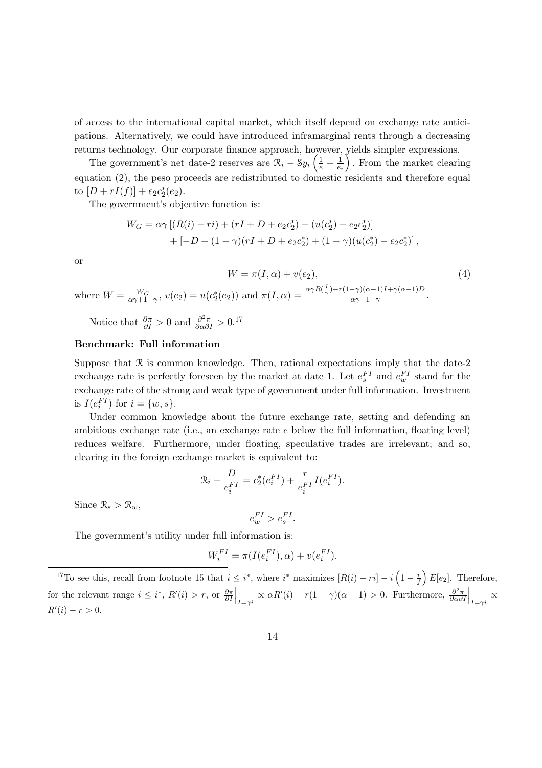of access to the international capital market, which itself depend on exchange rate anticipations. Alternatively, we could have introduced inframarginal rents through a decreasing returns technology. Our corporate finance approach, however, yields simpler expressions.

The government's net date-2 reserves are $\mathcal{R}_i - \mathcal{S}y_i\left(\frac{1}{e} - \frac{1}{e_i}\right)$. From the market clearing equation (2), the peso proceeds are redistributed to domestic residents and therefore equal to $[D + rI(f)] + e_2 c_2^*(e_2)$.

The government's objective function is:

$$W_G = \alpha\gamma\left[(R(i) - ri) + (rI + D + e_2 c_2^*) + (u(c_2^*) - e_2 c_2^*)\right] + \left[-D + (1-\gamma)(rI + D + e_2 c_2^*) + (1-\gamma)(u(c_2^*) - e_2 c_2^*)\right],$$

or

$$W = \pi(I, \alpha) + v(e_2), \tag{4}$$

where $W = \frac{W_G}{\alpha\gamma + 1 - \gamma}$, $v(e_2) = u(c_2^*(e_2))$ and $\pi(I, \alpha) = \frac{\alpha\gamma R(\frac{I}{\gamma}) - r(1-\gamma)(\alpha-1)I + \gamma(\alpha-1)D}{\alpha\gamma + 1 - \gamma}$.

Notice that $\frac{\partial \pi}{\partial I} > 0$ and $\frac{\partial^2 \pi}{\partial \alpha \partial I} > 0$.[17]

**Benchmark: Full information**

Suppose that $\mathcal{R}$ is common knowledge. Then, rational expectations imply that the date-2 exchange rate is perfectly foreseen by the market at date 1. Let $e_s^{FI}$ and $e_w^{FI}$ stand for the exchange rate of the strong and weak type of government under full information. Investment is $I(e_i^{FI})$ for $i = \{w, s\}$.

Under common knowledge about the future exchange rate, setting and defending an ambitious exchange rate (i.e., an exchange rate $e$ below the full information, floating level) reduces welfare. Furthermore, under floating, speculative trades are irrelevant; and so, clearing in the foreign exchange market is equivalent to:

$$\mathcal{R}_i - \frac{D}{e_i^{FI}} = c_2^*(e_i^{FI}) + \frac{r}{e_i^{FI}} I(e_i^{FI}).$$

Since $\mathcal{R}_s > \mathcal{R}_w$,

$$e_w^{FI} > e_s^{FI}.$$

The government's utility under full information is:

$$W_i^{FI} = \pi(I(e_i^{FI}), \alpha) + v(e_i^{FI}).$$

---

[17] To see this, recall from footnote 15 that $i \leq i^*$, where $i^*$ maximizes $[R(i) - ri] - i\left(1 - \frac{r}{f}\right)E[e_2]$. Therefore, for the relevant range $i \leq i^*$, $R'(i) > r$, or $\left.\frac{\partial \pi}{\partial I}\right|_{I=\gamma i} \propto \alpha R'(i) - r(1-\gamma)(\alpha - 1) > 0$. Furthermore, $\left.\frac{\partial^2 \pi}{\partial \alpha \partial I}\right|_{I=\gamma i} \propto R'(i) - r > 0$.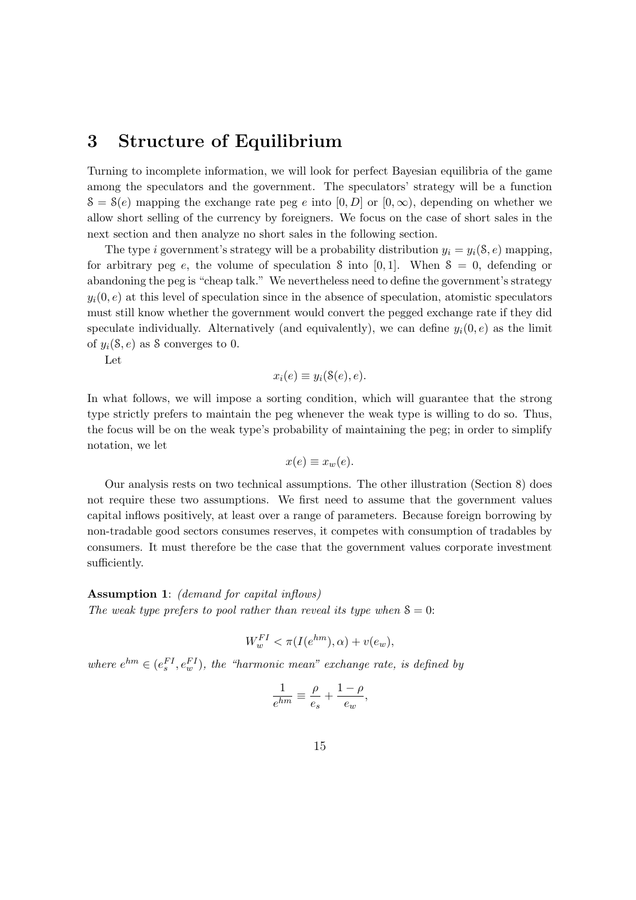# 3 Structure of Equilibrium

Turning to incomplete information, we will look for perfect Bayesian equilibria of the game among the speculators and the government. The speculators' strategy will be a function $\mathcal{S} = \mathcal{S}(e)$ mapping the exchange rate peg $e$ into $[0, D]$ or $[0, \infty)$, depending on whether we allow short selling of the currency by foreigners. We focus on the case of short sales in the next section and then analyze no short sales in the following section.

The type $i$ government's strategy will be a probability distribution $y_i = y_i(\mathcal{S}, e)$ mapping, for arbitrary peg $e$, the volume of speculation $\mathcal{S}$ into $[0, 1]$. When $\mathcal{S} = 0$, defending or abandoning the peg is "cheap talk." We nevertheless need to define the government's strategy $y_i(0, e)$ at this level of speculation since in the absence of speculation, atomistic speculators must still know whether the government would convert the pegged exchange rate if they did speculate individually. Alternatively (and equivalently), we can define $y_i(0, e)$ as the limit of $y_i(\mathcal{S}, e)$ as $\mathcal{S}$ converges to 0.

Let

$$x_i(e) \equiv y_i(\mathcal{S}(e), e).$$

In what follows, we will impose a sorting condition, which will guarantee that the strong type strictly prefers to maintain the peg whenever the weak type is willing to do so. Thus, the focus will be on the weak type's probability of maintaining the peg; in order to simplify notation, we let

$$x(e) \equiv x_w(e).$$

Our analysis rests on two technical assumptions. The other illustration (Section 8) does not require these two assumptions. We first need to assume that the government values capital inflows positively, at least over a range of parameters. Because foreign borrowing by non-tradable good sectors consumes reserves, it competes with consumption of tradables by consumers. It must therefore be the case that the government values corporate investment sufficiently.

**Assumption 1**: *(demand for capital inflows)*
*The weak type prefers to pool rather than reveal its type when $\mathcal{S} = 0$:*

$$W_w^{FI} < \pi(I(e^{hm}), \alpha) + v(e_w),$$

*where $e^{hm} \in (e_s^{FI}, e_w^{FI})$, the "harmonic mean" exchange rate, is defined by*

$$\frac{1}{e^{hm}} \equiv \frac{\rho}{e_s} + \frac{1-\rho}{e_w},$$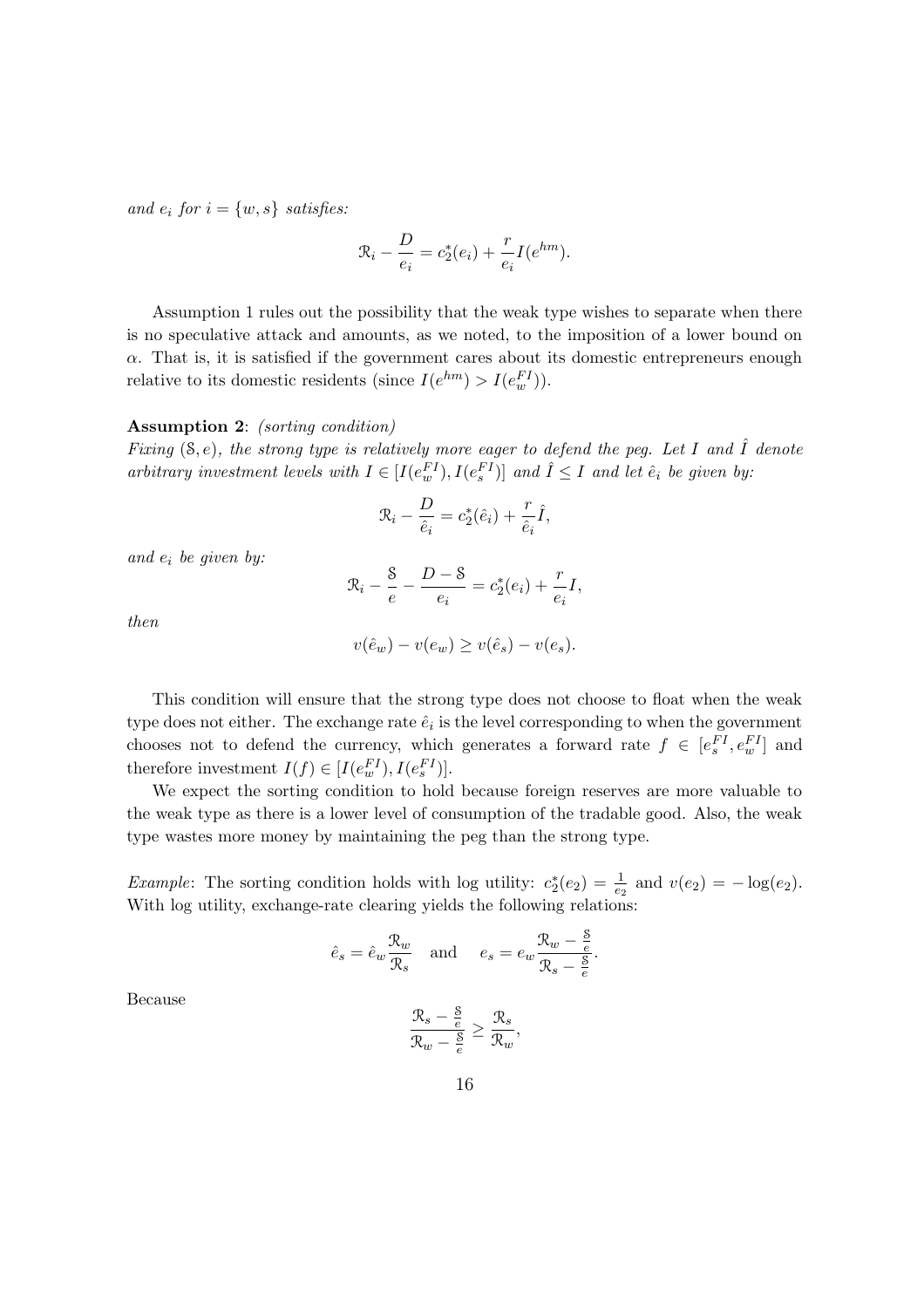and $e_i$ for $i = \{w, s\}$ satisfies:

$$\mathcal{R}_i - \frac{D}{e_i} = c_2^*(e_i) + \frac{r}{e_i} I(e^{hm}).$$

Assumption 1 rules out the possibility that the weak type wishes to separate when there is no speculative attack and amounts, as we noted, to the imposition of a lower bound on $\alpha$. That is, it is satisfied if the government cares about its domestic entrepreneurs enough relative to its domestic residents (since $I(e^{hm}) > I(e_w^{FI})$).

**Assumption 2**: *(sorting condition)*
*Fixing $(\mathcal{S}, e)$, the strong type is relatively more eager to defend the peg. Let $I$ and $\hat{I}$ denote arbitrary investment levels with $I \in [I(e_w^{FI}), I(e_s^{FI})]$ and $\hat{I} \leq I$ and let $\hat{e}_i$ be given by:*

$$\mathcal{R}_i - \frac{D}{\hat{e}_i} = c_2^*(\hat{e}_i) + \frac{r}{\hat{e}_i} \hat{I},$$

*and $e_i$ be given by:*

$$\mathcal{R}_i - \frac{\mathcal{S}}{e} - \frac{D - \mathcal{S}}{e_i} = c_2^*(e_i) + \frac{r}{e_i} I,$$

*then*

$$v(\hat{e}_w) - v(e_w) \geq v(\hat{e}_s) - v(e_s).$$

This condition will ensure that the strong type does not choose to float when the weak type does not either. The exchange rate $\hat{e}_i$ is the level corresponding to when the government chooses not to defend the currency, which generates a forward rate $f \in [e_s^{FI}, e_w^{FI}]$ and therefore investment $I(f) \in [I(e_w^{FI}), I(e_s^{FI})]$.

We expect the sorting condition to hold because foreign reserves are more valuable to the weak type as there is a lower level of consumption of the tradable good. Also, the weak type wastes more money by maintaining the peg than the strong type.

*Example*: The sorting condition holds with log utility: $c_2^*(e_2) = \frac{1}{e_2}$ and $v(e_2) = -\log(e_2)$. With log utility, exchange-rate clearing yields the following relations:

$$\hat{e}_s = \hat{e}_w \frac{\mathcal{R}_w}{\mathcal{R}_s} \quad \text{and} \quad e_s = e_w \frac{\mathcal{R}_w - \frac{\mathcal{S}}{e}}{\mathcal{R}_s - \frac{\mathcal{S}}{e}}.$$

Because

$$\frac{\mathcal{R}_s - \frac{\mathcal{S}}{e}}{\mathcal{R}_w - \frac{\mathcal{S}}{e}} \geq \frac{\mathcal{R}_s}{\mathcal{R}_w},$$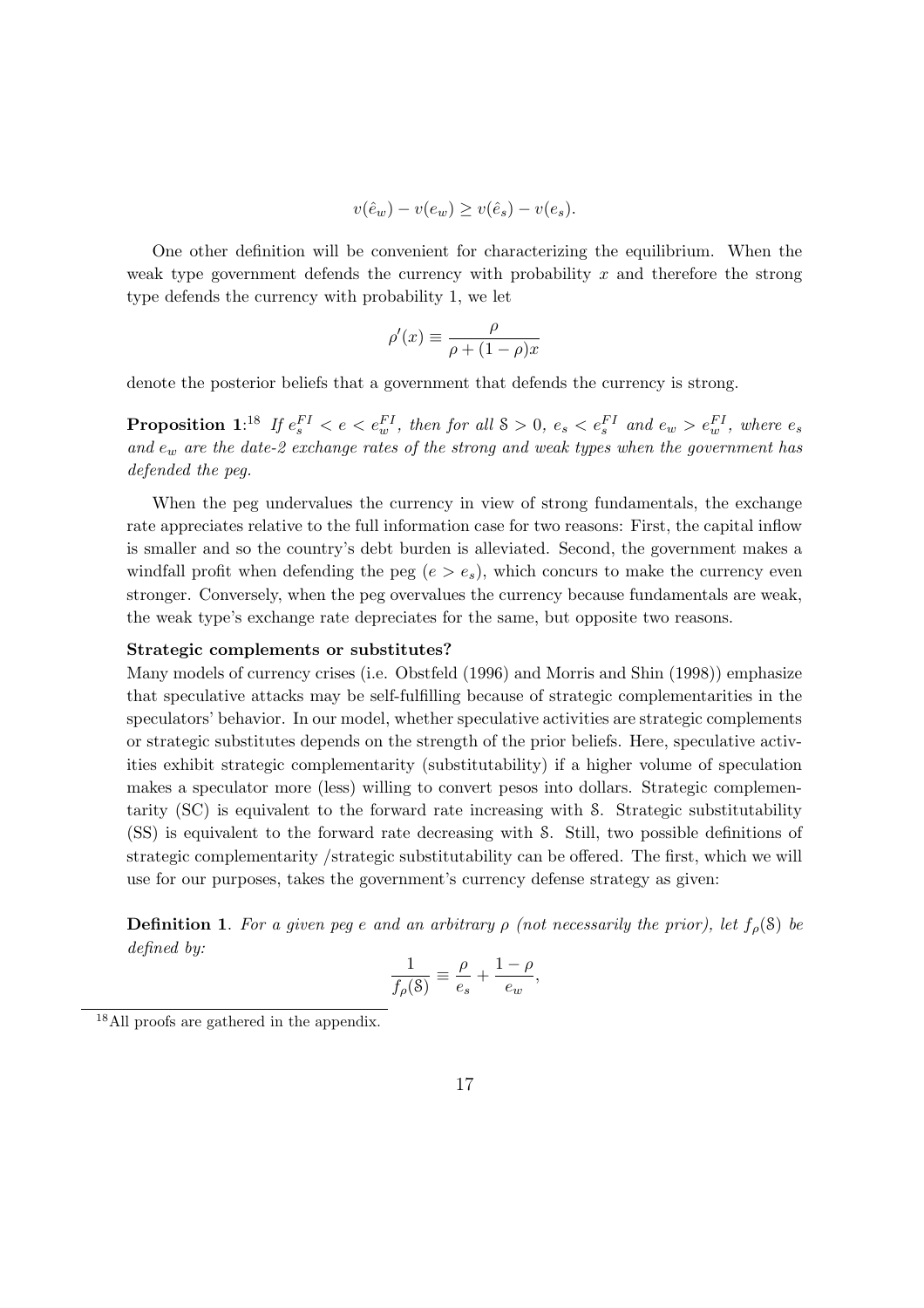$$v(\hat{e}_w) - v(e_w) \geq v(\hat{e}_s) - v(e_s).$$

One other definition will be convenient for characterizing the equilibrium. When the weak type government defends the currency with probability $x$ and therefore the strong type defends the currency with probability 1, we let

$$\rho'(x) \equiv \frac{\rho}{\rho + (1-\rho)x}$$

denote the posterior beliefs that a government that defends the currency is strong.

**Proposition 1**:[18] *If $e_s^{FI} < e < e_w^{FI}$, then for all $\mathcal{S} > 0$, $e_s < e_s^{FI}$ and $e_w > e_w^{FI}$, where $e_s$ and $e_w$ are the date-2 exchange rates of the strong and weak types when the government has defended the peg.*

When the peg undervalues the currency in view of strong fundamentals, the exchange rate appreciates relative to the full information case for two reasons: First, the capital inflow is smaller and so the country's debt burden is alleviated. Second, the government makes a windfall profit when defending the peg ($e > e_s$), which concurs to make the currency even stronger. Conversely, when the peg overvalues the currency because fundamentals are weak, the weak type's exchange rate depreciates for the same, but opposite two reasons.

**Strategic complements or substitutes?**

Many models of currency crises (i.e. Obstfeld (1996) and Morris and Shin (1998)) emphasize that speculative attacks may be self-fulfilling because of strategic complementarities in the speculators' behavior. In our model, whether speculative activities are strategic complements or strategic substitutes depends on the strength of the prior beliefs. Here, speculative activities exhibit strategic complementarity (substitutability) if a higher volume of speculation makes a speculator more (less) willing to convert pesos into dollars. Strategic complementarity (SC) is equivalent to the forward rate increasing with $\mathcal{S}$. Strategic substitutability (SS) is equivalent to the forward rate decreasing with $\mathcal{S}$. Still, two possible definitions of strategic complementarity /strategic substitutability can be offered. The first, which we will use for our purposes, takes the government's currency defense strategy as given:

**Definition 1**. *For a given peg $e$ and an arbitrary $\rho$ (not necessarily the prior), let $f_\rho(\mathcal{S})$ be defined by:*

$$\frac{1}{f_\rho(\mathcal{S})} \equiv \frac{\rho}{e_s} + \frac{1-\rho}{e_w},$$

[18] All proofs are gathered in the appendix.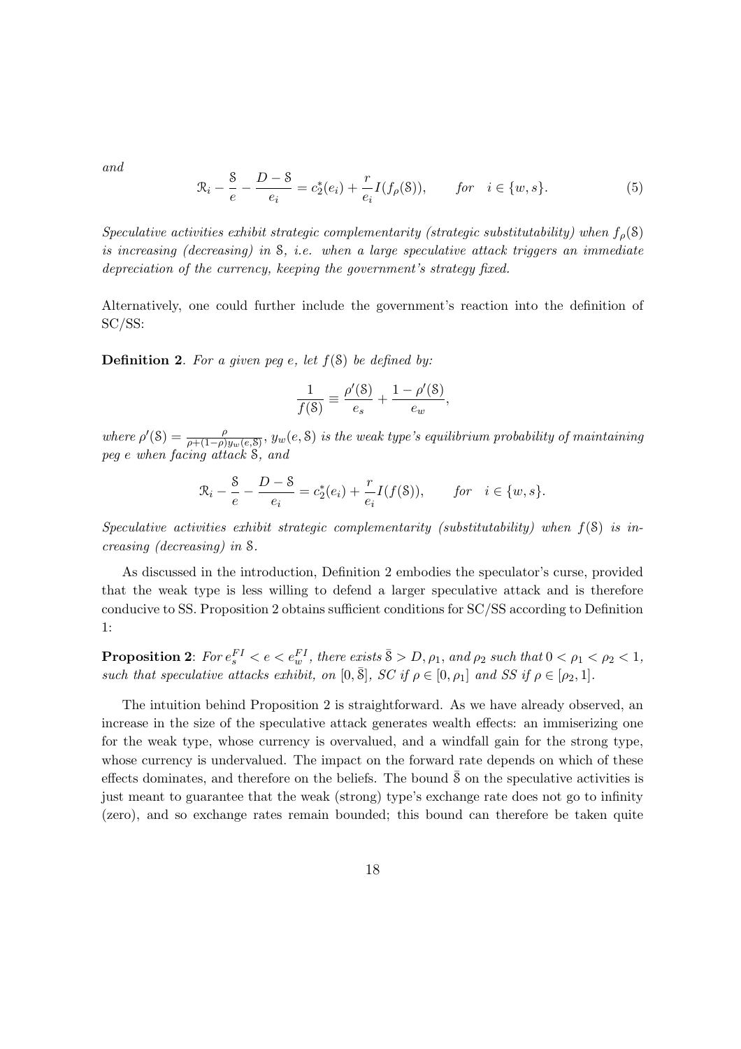*and*

$$\mathcal{R}_i - \frac{\mathcal{S}}{e} - \frac{D-\mathcal{S}}{e_i} = c_2^*(e_i) + \frac{r}{e_i} I(f_\rho(\mathcal{S})), \qquad \textit{for} \quad i \in \{w, s\}. \tag{5}$$

*Speculative activities exhibit strategic complementarity (strategic substitutability) when $f_\rho(\mathcal{S})$ is increasing (decreasing) in $\mathcal{S}$, i.e. when a large speculative attack triggers an immediate depreciation of the currency, keeping the government's strategy fixed.*

Alternatively, one could further include the government's reaction into the definition of SC/SS:

**Definition 2**. *For a given peg $e$, let $f(\mathcal{S})$ be defined by:*

$$\frac{1}{f(\mathcal{S})} \equiv \frac{\rho'(\mathcal{S})}{e_s} + \frac{1-\rho'(\mathcal{S})}{e_w},$$

*where $\rho'(\mathcal{S}) = \frac{\rho}{\rho + (1-\rho) y_w(e,\mathcal{S})}$, $y_w(e,\mathcal{S})$ is the weak type's equilibrium probability of maintaining peg $e$ when facing attack $\mathcal{S}$, and*

$$\mathcal{R}_i - \frac{\mathcal{S}}{e} - \frac{D-\mathcal{S}}{e_i} = c_2^*(e_i) + \frac{r}{e_i} I(f(\mathcal{S})), \qquad \textit{for} \quad i \in \{w, s\}.$$

*Speculative activities exhibit strategic complementarity (substitutability) when $f(\mathcal{S})$ is increasing (decreasing) in $\mathcal{S}$.*

As discussed in the introduction, Definition 2 embodies the speculator's curse, provided that the weak type is less willing to defend a larger speculative attack and is therefore conducive to SS. Proposition 2 obtains sufficient conditions for SC/SS according to Definition 1:

**Proposition 2**: *For $e_s^{FI} < e < e_w^{FI}$, there exists $\bar{\mathcal{S}} > D$, $\rho_1$, and $\rho_2$ such that $0 < \rho_1 < \rho_2 < 1$, such that speculative attacks exhibit, on $[0, \bar{\mathcal{S}}]$, SC if $\rho \in [0, \rho_1]$ and SS if $\rho \in [\rho_2, 1]$.*

The intuition behind Proposition 2 is straightforward. As we have already observed, an increase in the size of the speculative attack generates wealth effects: an immiserizing one for the weak type, whose currency is overvalued, and a windfall gain for the strong type, whose currency is undervalued. The impact on the forward rate depends on which of these effects dominates, and therefore on the beliefs. The bound $\bar{\mathcal{S}}$ on the speculative activities is just meant to guarantee that the weak (strong) type's exchange rate does not go to infinity (zero), and so exchange rates remain bounded; this bound can therefore be taken quite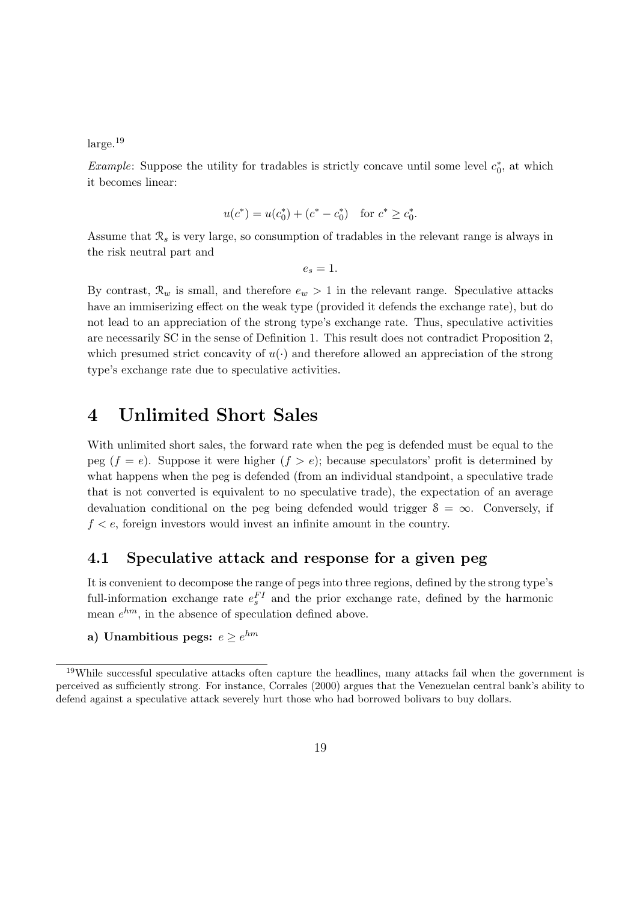large.[19]

*Example*: Suppose the utility for tradables is strictly concave until some level $c_0^*$, at which it becomes linear:

$$u(c^*) = u(c_0^*) + (c^* - c_0^*) \quad \text{for } c^* \geq c_0^*.$$

Assume that $\mathcal{R}_s$ is very large, so consumption of tradables in the relevant range is always in the risk neutral part and

$$e_s = 1.$$

By contrast, $\mathcal{R}_w$ is small, and therefore $e_w > 1$ in the relevant range. Speculative attacks have an immiserizing effect on the weak type (provided it defends the exchange rate), but do not lead to an appreciation of the strong type's exchange rate. Thus, speculative activities are necessarily SC in the sense of Definition 1. This result does not contradict Proposition 2, which presumed strict concavity of $u(\cdot)$ and therefore allowed an appreciation of the strong type's exchange rate due to speculative activities.

# 4 Unlimited Short Sales

With unlimited short sales, the forward rate when the peg is defended must be equal to the peg ($f = e$). Suppose it were higher ($f > e$); because speculators' profit is determined by what happens when the peg is defended (from an individual standpoint, a speculative trade that is not converted is equivalent to no speculative trade), the expectation of an average devaluation conditional on the peg being defended would trigger $\mathcal{S} = \infty$. Conversely, if $f < e$, foreign investors would invest an infinite amount in the country.

## 4.1 Speculative attack and response for a given peg

It is convenient to decompose the range of pegs into three regions, defined by the strong type's full-information exchange rate $e_s^{FI}$ and the prior exchange rate, defined by the harmonic mean $e^{hm}$, in the absence of speculation defined above.

**a) Unambitious pegs:** $e \geq e^{hm}$

[19] While successful speculative attacks often capture the headlines, many attacks fail when the government is perceived as sufficiently strong. For instance, Corrales (2000) argues that the Venezuelan central bank's ability to defend against a speculative attack severely hurt those who had borrowed bolivars to buy dollars.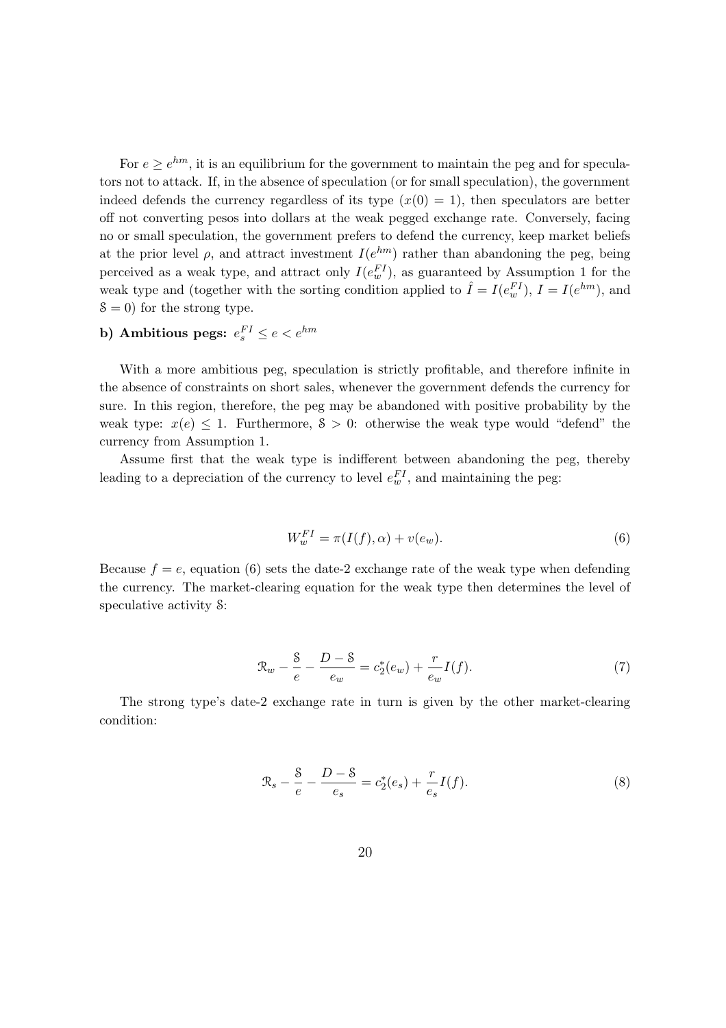For $e \geq e^{hm}$, it is an equilibrium for the government to maintain the peg and for speculators not to attack. If, in the absence of speculation (or for small speculation), the government indeed defends the currency regardless of its type ($x(0) = 1$), then speculators are better off not converting pesos into dollars at the weak pegged exchange rate. Conversely, facing no or small speculation, the government prefers to defend the currency, keep market beliefs at the prior level $\rho$, and attract investment $I(e^{hm})$ rather than abandoning the peg, being perceived as a weak type, and attract only $I(e_w^{FI})$, as guaranteed by Assumption 1 for the weak type and (together with the sorting condition applied to $\hat{I} = I(e_w^{FI})$, $I = I(e^{hm})$, and $\mathcal{S} = 0$) for the strong type.

**b) Ambitious pegs:** $e_s^{FI} \leq e < e^{hm}$

With a more ambitious peg, speculation is strictly profitable, and therefore infinite in the absence of constraints on short sales, whenever the government defends the currency for sure. In this region, therefore, the peg may be abandoned with positive probability by the weak type: $x(e) \leq 1$. Furthermore, $\mathcal{S} > 0$: otherwise the weak type would "defend" the currency from Assumption 1.

Assume first that the weak type is indifferent between abandoning the peg, thereby leading to a depreciation of the currency to level $e_w^{FI}$, and maintaining the peg:

$$W_w^{FI} = \pi(I(f), \alpha) + v(e_w). \tag{6}$$

Because $f = e$, equation (6) sets the date-2 exchange rate of the weak type when defending the currency. The market-clearing equation for the weak type then determines the level of speculative activity $\mathcal{S}$:

$$\mathcal{R}_w - \frac{\mathcal{S}}{e} - \frac{D - \mathcal{S}}{e_w} = c_2^*(e_w) + \frac{r}{e_w} I(f). \tag{7}$$

The strong type's date-2 exchange rate in turn is given by the other market-clearing condition:

$$\mathcal{R}_s - \frac{\mathcal{S}}{e} - \frac{D - \mathcal{S}}{e_s} = c_2^*(e_s) + \frac{r}{e_s} I(f). \tag{8}$$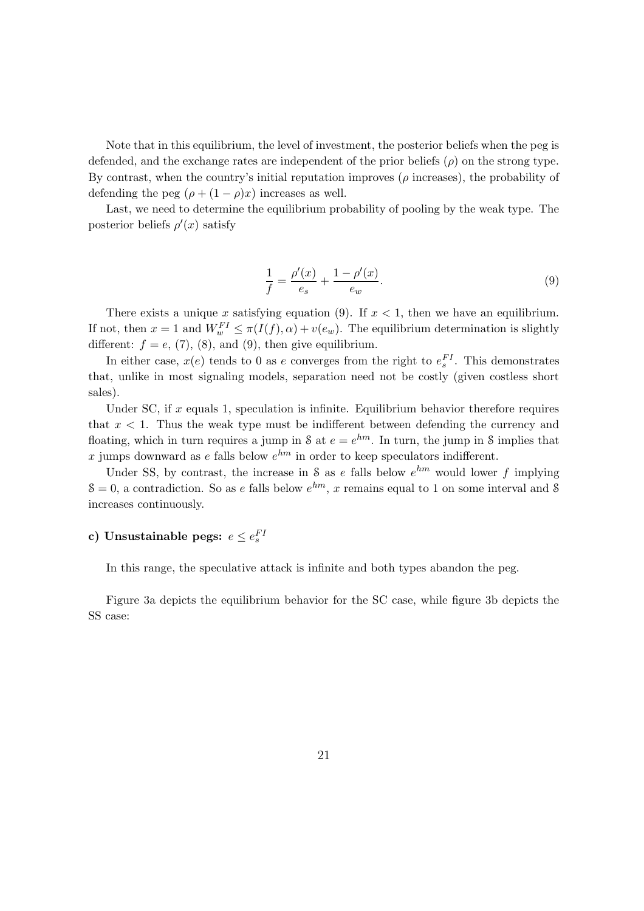Note that in this equilibrium, the level of investment, the posterior beliefs when the peg is defended, and the exchange rates are independent of the prior beliefs ($\rho$) on the strong type. By contrast, when the country's initial reputation improves ($\rho$ increases), the probability of defending the peg ($\rho + (1-\rho)x$) increases as well.

Last, we need to determine the equilibrium probability of pooling by the weak type. The posterior beliefs $\rho'(x)$ satisfy

$$\frac{1}{f} = \frac{\rho'(x)}{e_s} + \frac{1-\rho'(x)}{e_w}. \tag{9}$$

There exists a unique $x$ satisfying equation (9). If $x < 1$, then we have an equilibrium. If not, then $x = 1$ and $W_w^{FI} \leq \pi(I(f), \alpha) + v(e_w)$. The equilibrium determination is slightly different: $f = e$, (7), (8), and (9), then give equilibrium.

In either case, $x(e)$ tends to 0 as $e$ converges from the right to $e_s^{FI}$. This demonstrates that, unlike in most signaling models, separation need not be costly (given costless short sales).

Under SC, if $x$ equals 1, speculation is infinite. Equilibrium behavior therefore requires that $x < 1$. Thus the weak type must be indifferent between defending the currency and floating, which in turn requires a jump in $\mathcal{S}$ at $e = e^{hm}$. In turn, the jump in $\mathcal{S}$ implies that $x$ jumps downward as $e$ falls below $e^{hm}$ in order to keep speculators indifferent.

Under SS, by contrast, the increase in $\mathcal{S}$ as $e$ falls below $e^{hm}$ would lower $f$ implying $\mathcal{S} = 0$, a contradiction. So as $e$ falls below $e^{hm}$, $x$ remains equal to 1 on some interval and $\mathcal{S}$ increases continuously.

### c) Unsustainable pegs: $e \leq e_s^{FI}$

In this range, the speculative attack is infinite and both types abandon the peg.

Figure 3a depicts the equilibrium behavior for the SC case, while figure 3b depicts the SS case: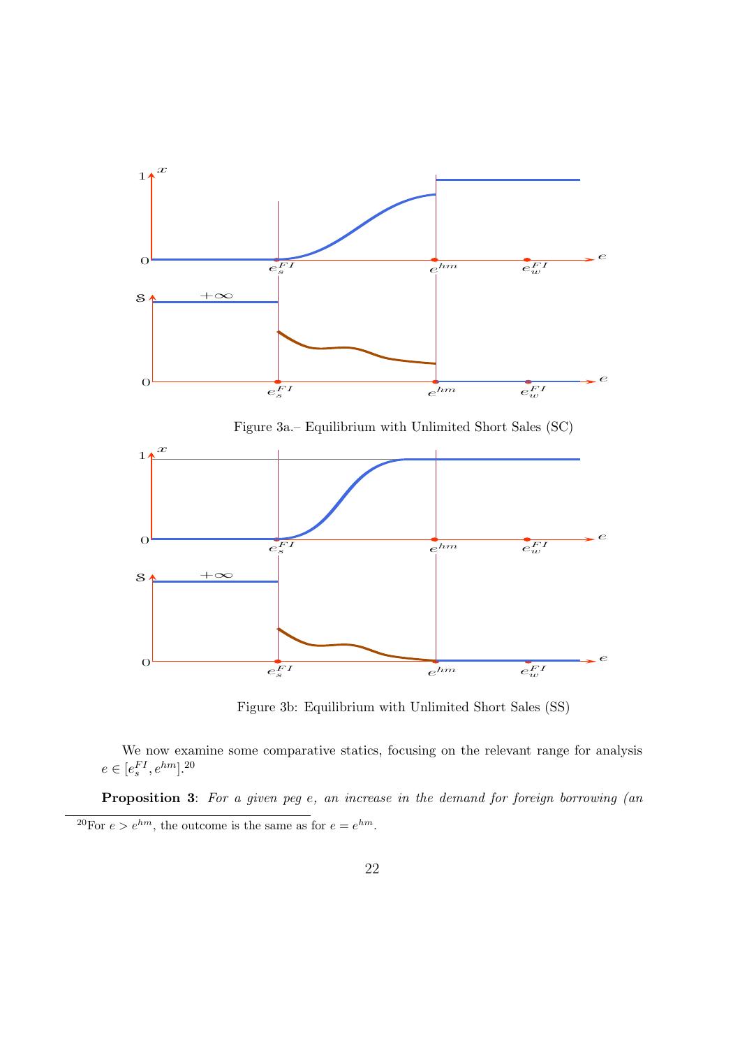Figure 3a.– Equilibrium with Unlimited Short Sales (SC)

Figure 3b: Equilibrium with Unlimited Short Sales (SS)

We now examine some comparative statics, focusing on the relevant range for analysis $e \in [e_s^{FI}, e^{hm}]$.[20]

**Proposition 3**: *For a given peg $e$, an increase in the demand for foreign borrowing (an*

[20] For $e > e^{hm}$, the outcome is the same as for $e = e^{hm}$.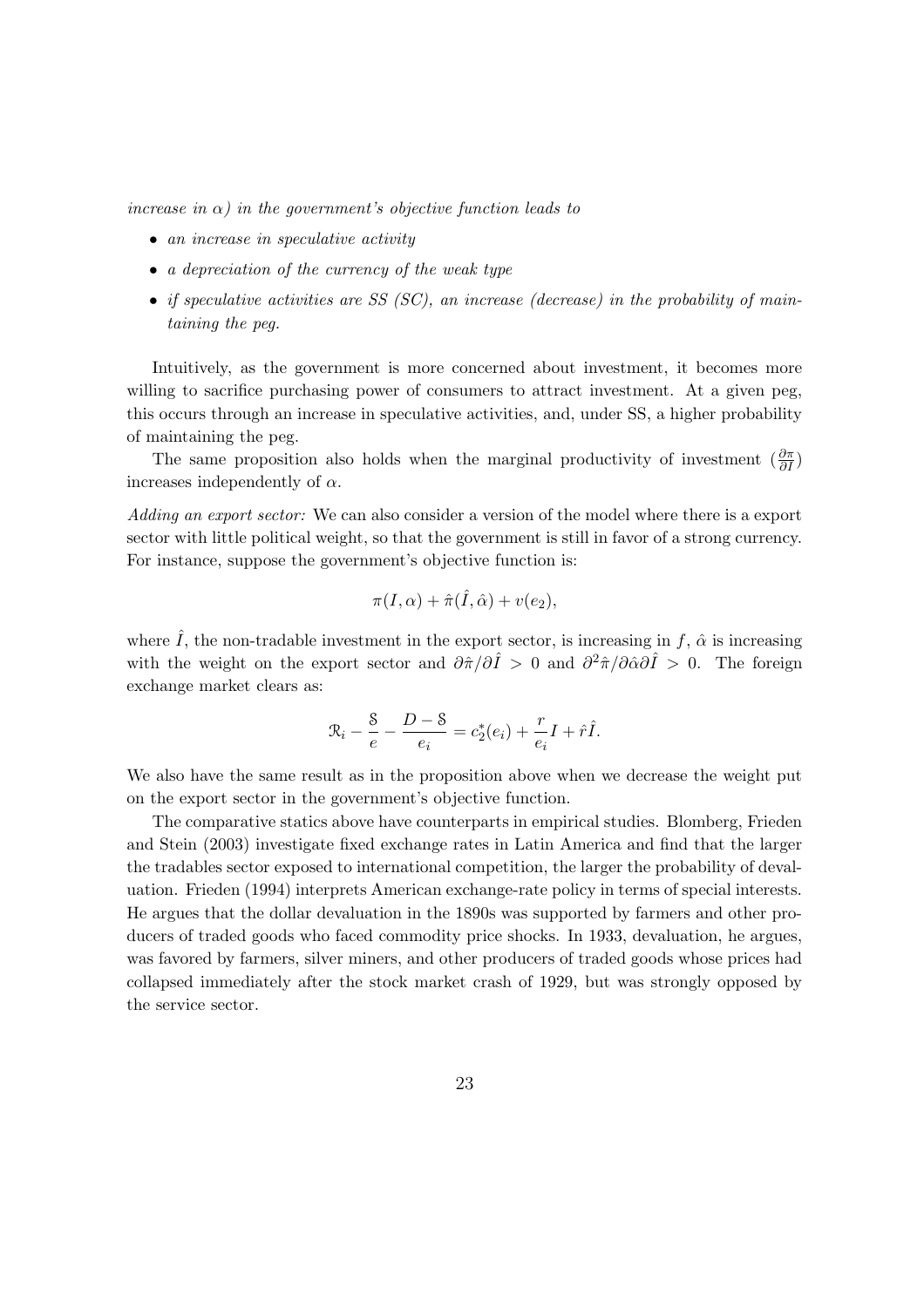*increase in $\alpha$) in the government's objective function leads to*

- *an increase in speculative activity*
- *a depreciation of the currency of the weak type*
- *if speculative activities are SS (SC), an increase (decrease) in the probability of maintaining the peg.*

Intuitively, as the government is more concerned about investment, it becomes more willing to sacrifice purchasing power of consumers to attract investment. At a given peg, this occurs through an increase in speculative activities, and, under SS, a higher probability of maintaining the peg.

The same proposition also holds when the marginal productivity of investment ($\frac{\partial \pi}{\partial I}$) increases independently of $\alpha$.

*Adding an export sector:* We can also consider a version of the model where there is a export sector with little political weight, so that the government is still in favor of a strong currency. For instance, suppose the government's objective function is:

$$\pi(I, \alpha) + \hat{\pi}(\hat{I}, \hat{\alpha}) + v(e_2),$$

where $\hat{I}$, the non-tradable investment in the export sector, is increasing in $f$, $\hat{\alpha}$ is increasing with the weight on the export sector and $\partial\hat{\pi}/\partial\hat{I} > 0$ and $\partial^2\hat{\pi}/\partial\hat{\alpha}\partial\hat{I} > 0$. The foreign exchange market clears as:

$$\mathcal{R}_i - \frac{\mathcal{S}}{e} - \frac{D - \mathcal{S}}{e_i} = c_2^*(e_i) + \frac{r}{e_i}I + \hat{r}\hat{I}.$$

We also have the same result as in the proposition above when we decrease the weight put on the export sector in the government's objective function.

The comparative statics above have counterparts in empirical studies. Blomberg, Frieden and Stein (2003) investigate fixed exchange rates in Latin America and find that the larger the tradables sector exposed to international competition, the larger the probability of devaluation. Frieden (1994) interprets American exchange-rate policy in terms of special interests. He argues that the dollar devaluation in the 1890s was supported by farmers and other producers of traded goods who faced commodity price shocks. In 1933, devaluation, he argues, was favored by farmers, silver miners, and other producers of traded goods whose prices had collapsed immediately after the stock market crash of 1929, but was strongly opposed by the service sector.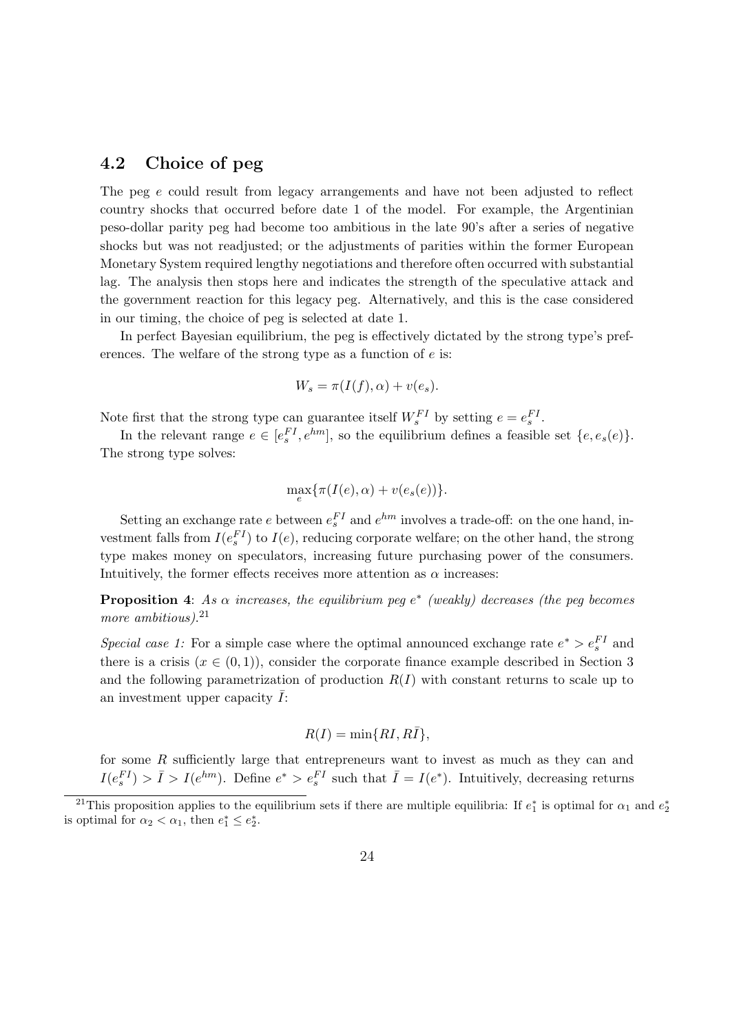## 4.2 Choice of peg

The peg $e$ could result from legacy arrangements and have not been adjusted to reflect country shocks that occurred before date 1 of the model. For example, the Argentinian peso-dollar parity peg had become too ambitious in the late 90's after a series of negative shocks but was not readjusted; or the adjustments of parities within the former European Monetary System required lengthy negotiations and therefore often occurred with substantial lag. The analysis then stops here and indicates the strength of the speculative attack and the government reaction for this legacy peg. Alternatively, and this is the case considered in our timing, the choice of peg is selected at date 1.

In perfect Bayesian equilibrium, the peg is effectively dictated by the strong type's preferences. The welfare of the strong type as a function of $e$ is:

$$W_s = \pi(I(f), \alpha) + v(e_s).$$

Note first that the strong type can guarantee itself $W_s^{FI}$ by setting $e = e_s^{FI}$.

In the relevant range $e \in [e_s^{FI}, e^{hm}]$, so the equilibrium defines a feasible set $\{e, e_s(e)\}$. The strong type solves:

$$\max_e \{\pi(I(e), \alpha) + v(e_s(e))\}.$$

Setting an exchange rate $e$ between $e_s^{FI}$ and $e^{hm}$ involves a trade-off: on the one hand, investment falls from $I(e_s^{FI})$ to $I(e)$, reducing corporate welfare; on the other hand, the strong type makes money on speculators, increasing future purchasing power of the consumers. Intuitively, the former effects receives more attention as $\alpha$ increases:

**Proposition 4**: *As $\alpha$ increases, the equilibrium peg $e^*$ (weakly) decreases (the peg becomes more ambitious).*[21]

*Special case 1:* For a simple case where the optimal announced exchange rate $e^* > e_s^{FI}$ and there is a crisis ($x \in (0,1)$), consider the corporate finance example described in Section 3 and the following parametrization of production $R(I)$ with constant returns to scale up to an investment upper capacity $\bar{I}$:

$$R(I) = \min\{RI, R\bar{I}\},$$

for some $R$ sufficiently large that entrepreneurs want to invest as much as they can and $I(e_s^{FI}) > \bar{I} > I(e^{hm})$. Define $e^* > e_s^{FI}$ such that $\bar{I} = I(e^*)$. Intuitively, decreasing returns

[21] This proposition applies to the equilibrium sets if there are multiple equilibria: If $e_1^*$ is optimal for $\alpha_1$ and $e_2^*$ is optimal for $\alpha_2 < \alpha_1$, then $e_1^* \leq e_2^*$.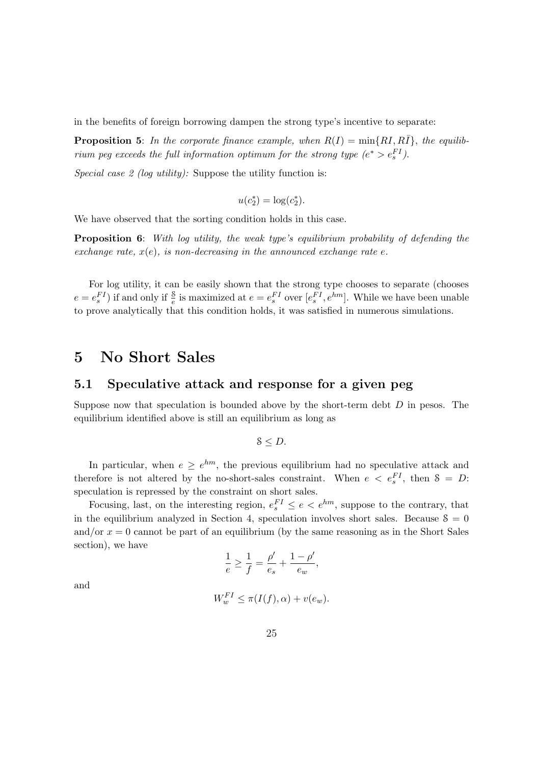in the benefits of foreign borrowing dampen the strong type's incentive to separate:

**Proposition 5**: *In the corporate finance example, when $R(I) = \min\{RI, R\bar{I}\}$, the equilibrium peg exceeds the full information optimum for the strong type ($e^* > e_s^{FI}$).*

*Special case 2 (log utility):* Suppose the utility function is:

$$u(c_2^*) = \log(c_2^*).$$

We have observed that the sorting condition holds in this case.

**Proposition 6**: *With log utility, the weak type's equilibrium probability of defending the exchange rate, $x(e)$, is non-decreasing in the announced exchange rate $e$.*

For log utility, it can be easily shown that the strong type chooses to separate (chooses $e = e_s^{FI}$) if and only if $\frac{\mathcal{S}}{e}$ is maximized at $e = e_s^{FI}$ over $[e_s^{FI}, e^{hm}]$. While we have been unable to prove analytically that this condition holds, it was satisfied in numerous simulations.

# 5 No Short Sales

## 5.1 Speculative attack and response for a given peg

Suppose now that speculation is bounded above by the short-term debt $D$ in pesos. The equilibrium identified above is still an equilibrium as long as

$$\mathcal{S} \leq D.$$

In particular, when $e \geq e^{hm}$, the previous equilibrium had no speculative attack and therefore is not altered by the no-short-sales constraint. When $e < e_s^{FI}$, then $\mathcal{S} = D$: speculation is repressed by the constraint on short sales.

Focusing, last, on the interesting region, $e_s^{FI} \leq e < e^{hm}$, suppose to the contrary, that in the equilibrium analyzed in Section 4, speculation involves short sales. Because $\mathcal{S} = 0$ and/or $x = 0$ cannot be part of an equilibrium (by the same reasoning as in the Short Sales section), we have

$$\frac{1}{e} \geq \frac{1}{f} = \frac{\rho'}{e_s} + \frac{1-\rho'}{e_w},$$

and

$$W_w^{FI} \leq \pi(I(f), \alpha) + v(e_w).$$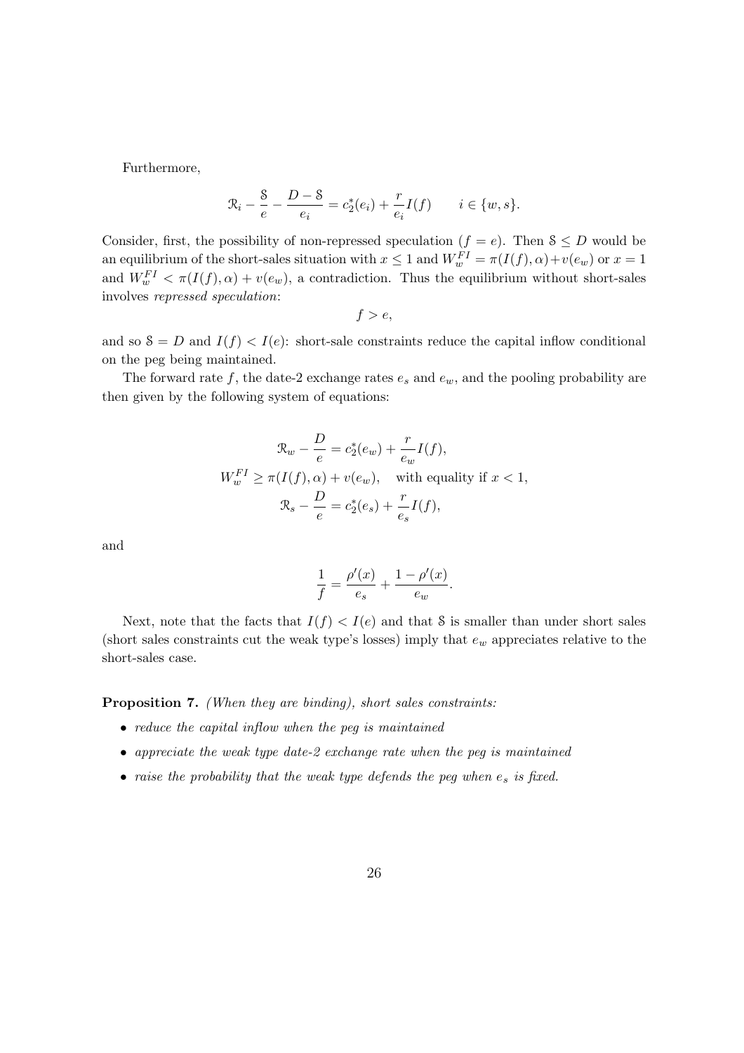Furthermore,

$$\mathcal{R}_i - \frac{\mathcal{S}}{e} - \frac{D - \mathcal{S}}{e_i} = c_2^*(e_i) + \frac{r}{e_i} I(f) \qquad i \in \{w, s\}.$$

Consider, first, the possibility of non-repressed speculation ($f = e$). Then $\mathcal{S} \leq D$ would be an equilibrium of the short-sales situation with $x \leq 1$ and $W_w^{FI} = \pi(I(f), \alpha) + v(e_w)$ or $x = 1$ and $W_w^{FI} < \pi(I(f), \alpha) + v(e_w)$, a contradiction. Thus the equilibrium without short-sales involves *repressed speculation*:

$$f > e,$$

and so $\mathcal{S} = D$ and $I(f) < I(e)$: short-sale constraints reduce the capital inflow conditional on the peg being maintained.

The forward rate $f$, the date-2 exchange rates $e_s$ and $e_w$, and the pooling probability are then given by the following system of equations:

$$\mathcal{R}_w - \frac{D}{e} = c_2^*(e_w) + \frac{r}{e_w} I(f),$$

$$W_w^{FI} \geq \pi(I(f), \alpha) + v(e_w), \quad \text{with equality if } x < 1,$$

$$\mathcal{R}_s - \frac{D}{e} = c_2^*(e_s) + \frac{r}{e_s} I(f),$$

and

$$\frac{1}{f} = \frac{\rho'(x)}{e_s} + \frac{1 - \rho'(x)}{e_w}.$$

Next, note that the facts that $I(f) < I(e)$ and that $\mathcal{S}$ is smaller than under short sales (short sales constraints cut the weak type's losses) imply that $e_w$ appreciates relative to the short-sales case.

**Proposition 7.** *(When they are binding), short sales constraints:*

- *reduce the capital inflow when the peg is maintained*
- *appreciate the weak type date-2 exchange rate when the peg is maintained*
- *raise the probability that the weak type defends the peg when $e_s$ is fixed.*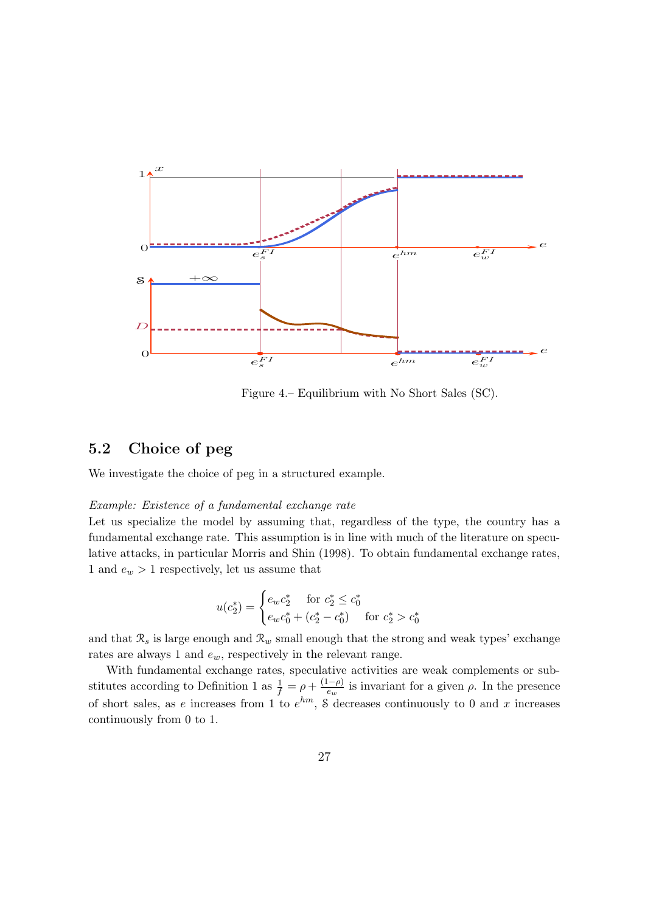Figure 4.– Equilibrium with No Short Sales (SC).

## 5.2 Choice of peg

We investigate the choice of peg in a structured example.

*Example: Existence of a fundamental exchange rate*

Let us specialize the model by assuming that, regardless of the type, the country has a fundamental exchange rate. This assumption is in line with much of the literature on speculative attacks, in particular Morris and Shin (1998). To obtain fundamental exchange rates, 1 and $e_w > 1$ respectively, let us assume that

$$u(c_2^*) = \begin{cases} e_w c_2^* & \text{for } c_2^* \leq c_0^* \\ e_w c_0^* + (c_2^* - c_0^*) & \text{for } c_2^* > c_0^* \end{cases}$$

and that $\mathcal{R}_s$ is large enough and $\mathcal{R}_w$ small enough that the strong and weak types' exchange rates are always 1 and $e_w$, respectively in the relevant range.

With fundamental exchange rates, speculative activities are weak complements or substitutes according to Definition 1 as $\frac{1}{f} = \rho + \frac{(1-\rho)}{e_w}$ is invariant for a given $\rho$. In the presence of short sales, as $e$ increases from 1 to $e^{hm}$, $\mathcal{S}$ decreases continuously to 0 and $x$ increases continuously from 0 to 1.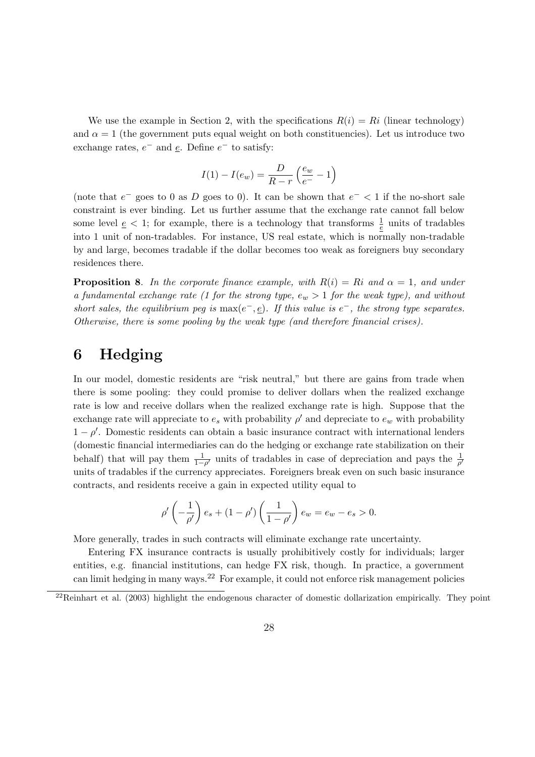We use the example in Section 2, with the specifications $R(i) = Ri$ (linear technology) and $\alpha = 1$ (the government puts equal weight on both constituencies). Let us introduce two exchange rates, $e^-$ and $\underline{e}$. Define $e^-$ to satisfy:

$$I(1) - I(e_w) = \frac{D}{R-r}\left(\frac{e_w}{e^-} - 1\right)$$

(note that $e^-$ goes to 0 as $D$ goes to 0). It can be shown that $e^- < 1$ if the no-short sale constraint is ever binding. Let us further assume that the exchange rate cannot fall below some level $\underline{e} < 1$; for example, there is a technology that transforms $\frac{1}{\underline{e}}$ units of tradables into 1 unit of non-tradables. For instance, US real estate, which is normally non-tradable by and large, becomes tradable if the dollar becomes too weak as foreigners buy secondary residences there.

**Proposition 8**. *In the corporate finance example, with $R(i) = Ri$ and $\alpha = 1$, and under a fundamental exchange rate (1 for the strong type, $e_w > 1$ for the weak type), and without short sales, the equilibrium peg is $\max(e^-, \underline{e})$. If this value is $e^-$, the strong type separates. Otherwise, there is some pooling by the weak type (and therefore financial crises).*

# 6 Hedging

In our model, domestic residents are "risk neutral," but there are gains from trade when there is some pooling: they could promise to deliver dollars when the realized exchange rate is low and receive dollars when the realized exchange rate is high. Suppose that the exchange rate will appreciate to $e_s$ with probability $\rho'$ and depreciate to $e_w$ with probability $1 - \rho'$. Domestic residents can obtain a basic insurance contract with international lenders (domestic financial intermediaries can do the hedging or exchange rate stabilization on their behalf) that will pay them $\frac{1}{1-\rho'}$ units of tradables in case of depreciation and pays the $\frac{1}{\rho'}$ units of tradables if the currency appreciates. Foreigners break even on such basic insurance contracts, and residents receive a gain in expected utility equal to

$$\rho'\left(-\frac{1}{\rho'}\right)e_s + (1-\rho')\left(\frac{1}{1-\rho'}\right)e_w = e_w - e_s > 0.$$

More generally, trades in such contracts will eliminate exchange rate uncertainty.

Entering FX insurance contracts is usually prohibitively costly for individuals; larger entities, e.g. financial institutions, can hedge FX risk, though. In practice, a government can limit hedging in many ways.[22] For example, it could not enforce risk management policies

[22] Reinhart et al. (2003) highlight the endogenous character of domestic dollarization empirically. They point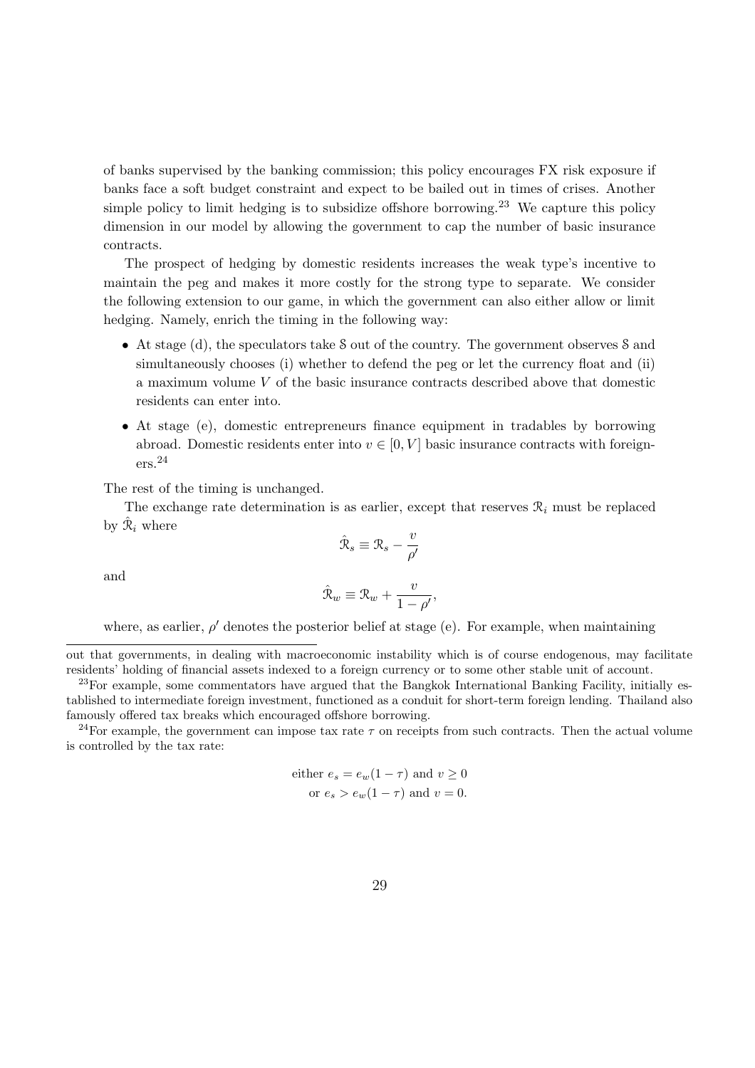of banks supervised by the banking commission; this policy encourages FX risk exposure if banks face a soft budget constraint and expect to be bailed out in times of crises. Another simple policy to limit hedging is to subsidize offshore borrowing.[23] We capture this policy dimension in our model by allowing the government to cap the number of basic insurance contracts.

The prospect of hedging by domestic residents increases the weak type's incentive to maintain the peg and makes it more costly for the strong type to separate. We consider the following extension to our game, in which the government can also either allow or limit hedging. Namely, enrich the timing in the following way:

- At stage (d), the speculators take $\mathcal{S}$ out of the country. The government observes $\mathcal{S}$ and simultaneously chooses (i) whether to defend the peg or let the currency float and (ii) a maximum volume $V$ of the basic insurance contracts described above that domestic residents can enter into.
- At stage (e), domestic entrepreneurs finance equipment in tradables by borrowing abroad. Domestic residents enter into $v \in [0, V]$ basic insurance contracts with foreigners.[24]

The rest of the timing is unchanged.

The exchange rate determination is as earlier, except that reserves $\mathcal{R}_i$ must be replaced by $\hat{\mathcal{R}}_i$ where

$$\hat{\mathcal{R}}_s \equiv \mathcal{R}_s - \frac{v}{\rho'}$$

and

$$\hat{\mathcal{R}}_w \equiv \mathcal{R}_w + \frac{v}{1-\rho'},$$

where, as earlier, $\rho'$ denotes the posterior belief at stage (e). For example, when maintaining

---

out that governments, in dealing with macroeconomic instability which is of course endogenous, may facilitate residents' holding of financial assets indexed to a foreign currency or to some other stable unit of account.

[23] For example, some commentators have argued that the Bangkok International Banking Facility, initially established to intermediate foreign investment, functioned as a conduit for short-term foreign lending. Thailand also famously offered tax breaks which encouraged offshore borrowing.

[24] For example, the government can impose tax rate $\tau$ on receipts from such contracts. Then the actual volume is controlled by the tax rate:

$$\text{either } e_s = e_w(1-\tau) \text{ and } v \geq 0$$
$$\text{or } e_s > e_w(1-\tau) \text{ and } v = 0.$$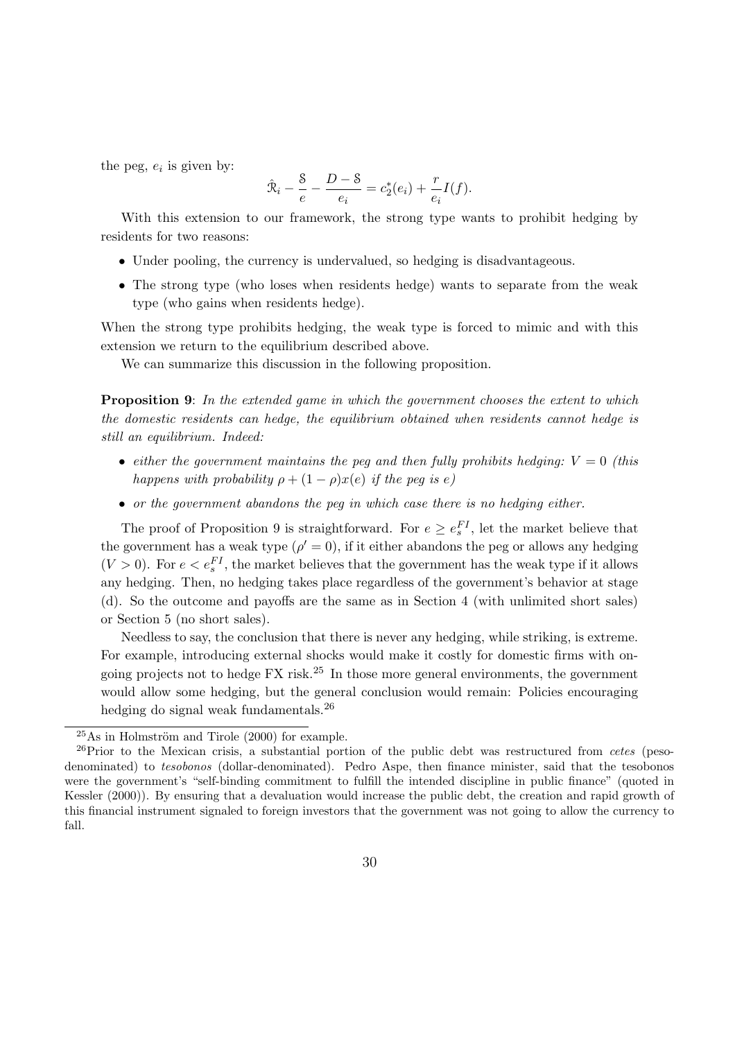the peg, $e_i$ is given by:

$$\hat{\mathcal{R}}_i - \frac{\mathcal{S}}{e} - \frac{D - \mathcal{S}}{e_i} = c_2^*(e_i) + \frac{r}{e_i} I(f).$$

With this extension to our framework, the strong type wants to prohibit hedging by residents for two reasons:

- Under pooling, the currency is undervalued, so hedging is disadvantageous.
- The strong type (who loses when residents hedge) wants to separate from the weak type (who gains when residents hedge).

When the strong type prohibits hedging, the weak type is forced to mimic and with this extension we return to the equilibrium described above.

We can summarize this discussion in the following proposition.

**Proposition 9**: *In the extended game in which the government chooses the extent to which the domestic residents can hedge, the equilibrium obtained when residents cannot hedge is still an equilibrium. Indeed:*

- *either the government maintains the peg and then fully prohibits hedging: $V = 0$ (this happens with probability $\rho + (1 - \rho)x(e)$ if the peg is $e$)*
- *or the government abandons the peg in which case there is no hedging either.*

The proof of Proposition 9 is straightforward. For $e \geq e_s^{FI}$, let the market believe that the government has a weak type ($\rho' = 0$), if it either abandons the peg or allows any hedging ($V > 0$). For $e < e_s^{FI}$, the market believes that the government has the weak type if it allows any hedging. Then, no hedging takes place regardless of the government's behavior at stage (d). So the outcome and payoffs are the same as in Section 4 (with unlimited short sales) or Section 5 (no short sales).

Needless to say, the conclusion that there is never any hedging, while striking, is extreme. For example, introducing external shocks would make it costly for domestic firms with ongoing projects not to hedge FX risk.[25] In those more general environments, the government would allow some hedging, but the general conclusion would remain: Policies encouraging hedging do signal weak fundamentals.[26]

[25] As in Holmström and Tirole (2000) for example.

[26] Prior to the Mexican crisis, a substantial portion of the public debt was restructured from *cetes* (peso-denominated) to *tesobonos* (dollar-denominated). Pedro Aspe, then finance minister, said that the tesobonos were the government's "self-binding commitment to fulfill the intended discipline in public finance" (quoted in Kessler (2000)). By ensuring that a devaluation would increase the public debt, the creation and rapid growth of this financial instrument signaled to foreign investors that the government was not going to allow the currency to fall.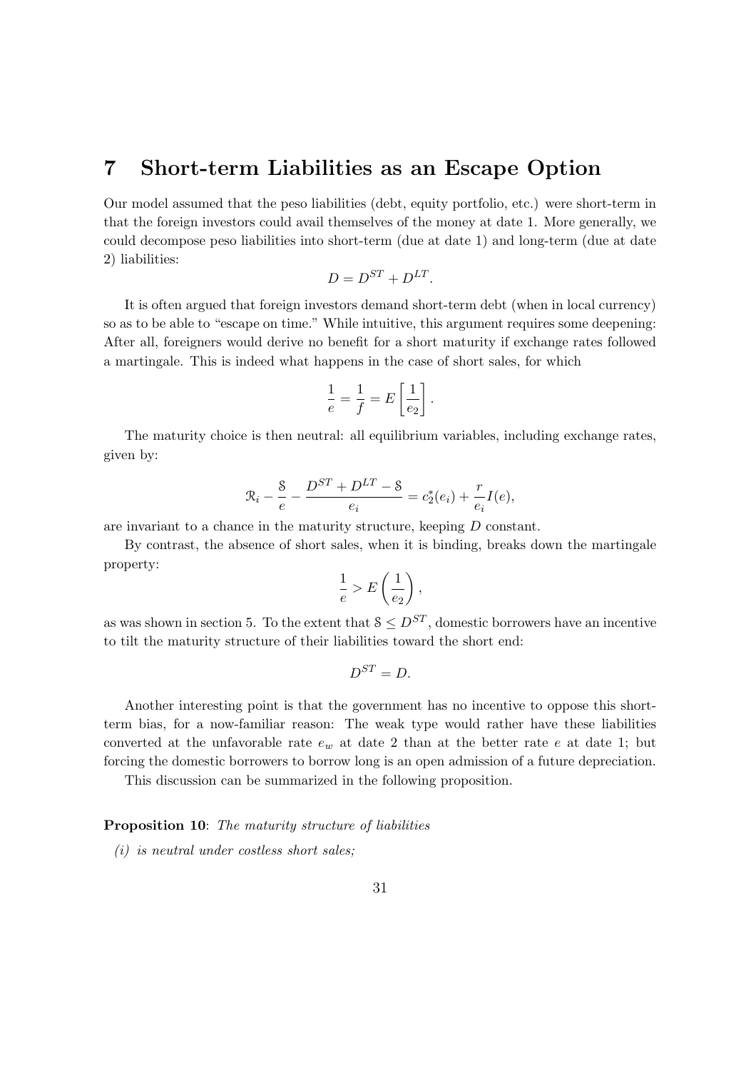# 7 Short-term Liabilities as an Escape Option

Our model assumed that the peso liabilities (debt, equity portfolio, etc.) were short-term in that the foreign investors could avail themselves of the money at date 1. More generally, we could decompose peso liabilities into short-term (due at date 1) and long-term (due at date 2) liabilities:

$$D = D^{ST} + D^{LT}.$$

It is often argued that foreign investors demand short-term debt (when in local currency) so as to be able to "escape on time." While intuitive, this argument requires some deepening: After all, foreigners would derive no benefit for a short maturity if exchange rates followed a martingale. This is indeed what happens in the case of short sales, for which

$$\frac{1}{e} = \frac{1}{f} = E\left[\frac{1}{e_2}\right].$$

The maturity choice is then neutral: all equilibrium variables, including exchange rates, given by:

$$\mathcal{R}_i - \frac{\mathcal{S}}{e} - \frac{D^{ST} + D^{LT} - \mathcal{S}}{e_i} = c_2^*(e_i) + \frac{r}{e_i} I(e),$$

are invariant to a chance in the maturity structure, keeping $D$ constant.

By contrast, the absence of short sales, when it is binding, breaks down the martingale property:

$$\frac{1}{e} > E\left(\frac{1}{e_2}\right),$$

as was shown in section 5. To the extent that $\mathcal{S} \leq D^{ST}$, domestic borrowers have an incentive to tilt the maturity structure of their liabilities toward the short end:

$$D^{ST} = D.$$

Another interesting point is that the government has no incentive to oppose this short-term bias, for a now-familiar reason: The weak type would rather have these liabilities converted at the unfavorable rate $e_w$ at date 2 than at the better rate $e$ at date 1; but forcing the domestic borrowers to borrow long is an open admission of a future depreciation.

This discussion can be summarized in the following proposition.

**Proposition 10**: *The maturity structure of liabilities*

*(i) is neutral under costless short sales;*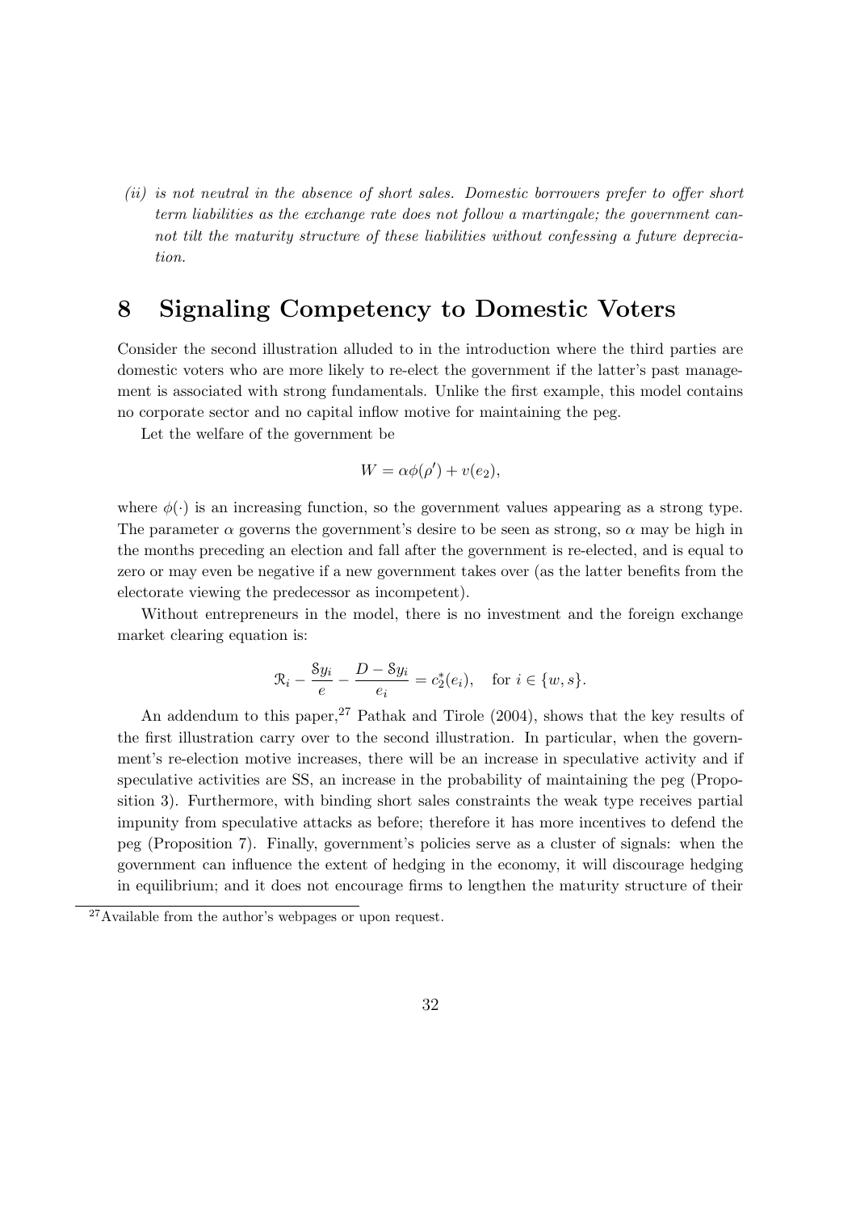*(ii) is not neutral in the absence of short sales. Domestic borrowers prefer to offer short term liabilities as the exchange rate does not follow a martingale; the government cannot tilt the maturity structure of these liabilities without confessing a future depreciation.*

## 8 Signaling Competency to Domestic Voters

Consider the second illustration alluded to in the introduction where the third parties are domestic voters who are more likely to re-elect the government if the latter's past management is associated with strong fundamentals. Unlike the first example, this model contains no corporate sector and no capital inflow motive for maintaining the peg.

Let the welfare of the government be

$$W = \alpha\phi(\rho') + v(e_2),$$

where $\phi(\cdot)$ is an increasing function, so the government values appearing as a strong type. The parameter $\alpha$ governs the government's desire to be seen as strong, so $\alpha$ may be high in the months preceding an election and fall after the government is re-elected, and is equal to zero or may even be negative if a new government takes over (as the latter benefits from the electorate viewing the predecessor as incompetent).

Without entrepreneurs in the model, there is no investment and the foreign exchange market clearing equation is:

$$\mathcal{R}_i - \frac{\mathcal{S}y_i}{e} - \frac{D - \mathcal{S}y_i}{e_i} = c_2^*(e_i), \quad \text{for } i \in \{w, s\}.$$

An addendum to this paper,[27] Pathak and Tirole (2004), shows that the key results of the first illustration carry over to the second illustration. In particular, when the government's re-election motive increases, there will be an increase in speculative activity and if speculative activities are SS, an increase in the probability of maintaining the peg (Proposition 3). Furthermore, with binding short sales constraints the weak type receives partial impunity from speculative attacks as before; therefore it has more incentives to defend the peg (Proposition 7). Finally, government's policies serve as a cluster of signals: when the government can influence the extent of hedging in the economy, it will discourage hedging in equilibrium; and it does not encourage firms to lengthen the maturity structure of their

[27] Available from the author's webpages or upon request.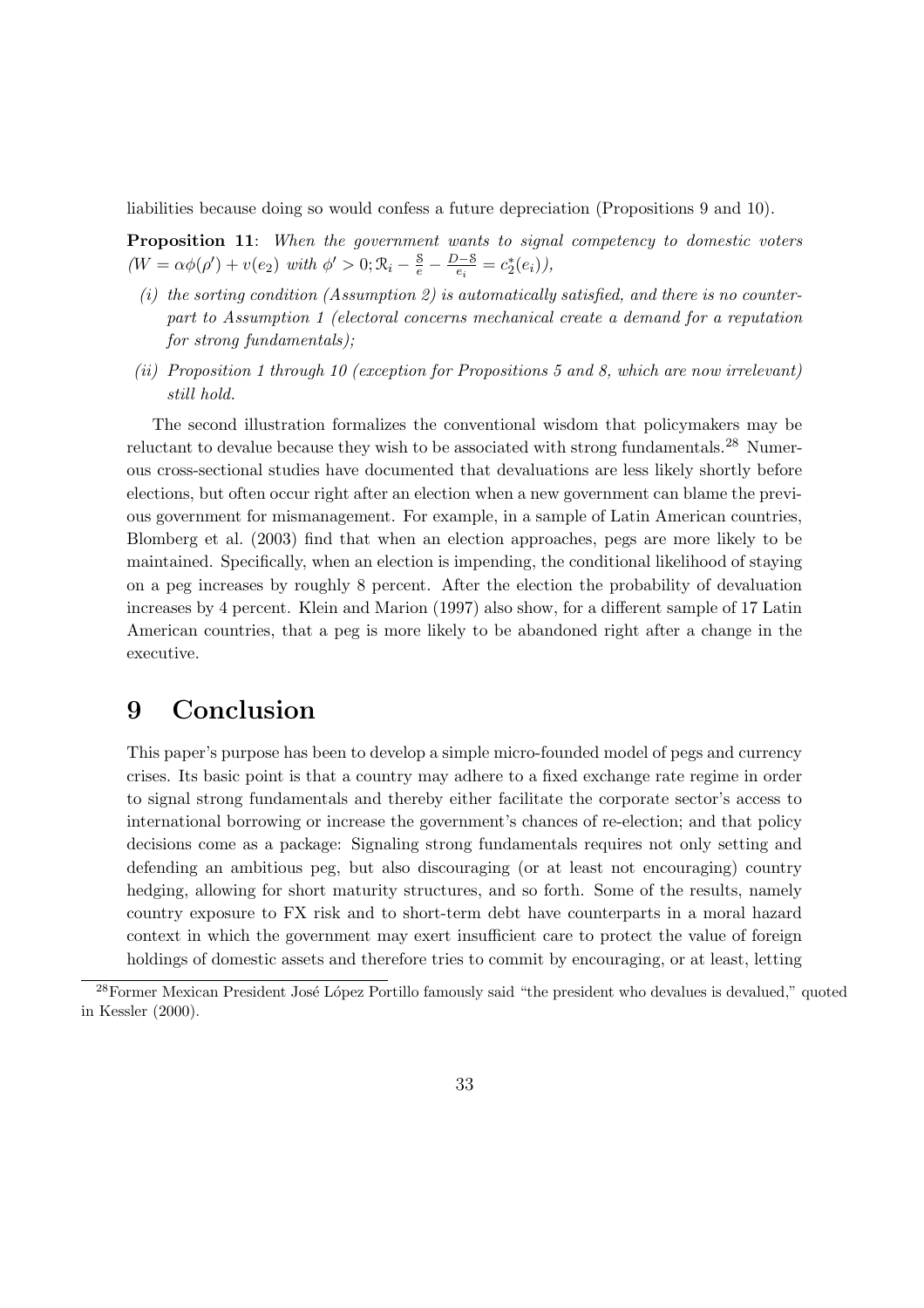liabilities because doing so would confess a future depreciation (Propositions 9 and 10).

**Proposition 11**: *When the government wants to signal competency to domestic voters ($W = \alpha\phi(\rho') + v(e_2)$ with $\phi' > 0; \mathcal{R}_i - \frac{\mathcal{S}}{e} - \frac{D-\mathcal{S}}{e_i} = c_2^*(e_i)$),*

*(i) the sorting condition (Assumption 2) is automatically satisfied, and there is no counterpart to Assumption 1 (electoral concerns mechanical create a demand for a reputation for strong fundamentals);*

*(ii) Proposition 1 through 10 (exception for Propositions 5 and 8, which are now irrelevant) still hold.*

The second illustration formalizes the conventional wisdom that policymakers may be reluctant to devalue because they wish to be associated with strong fundamentals.[28] Numerous cross-sectional studies have documented that devaluations are less likely shortly before elections, but often occur right after an election when a new government can blame the previous government for mismanagement. For example, in a sample of Latin American countries, Blomberg et al. (2003) find that when an election approaches, pegs are more likely to be maintained. Specifically, when an election is impending, the conditional likelihood of staying on a peg increases by roughly 8 percent. After the election the probability of devaluation increases by 4 percent. Klein and Marion (1997) also show, for a different sample of 17 Latin American countries, that a peg is more likely to be abandoned right after a change in the executive.

# 9 Conclusion

This paper's purpose has been to develop a simple micro-founded model of pegs and currency crises. Its basic point is that a country may adhere to a fixed exchange rate regime in order to signal strong fundamentals and thereby either facilitate the corporate sector's access to international borrowing or increase the government's chances of re-election; and that policy decisions come as a package: Signaling strong fundamentals requires not only setting and defending an ambitious peg, but also discouraging (or at least not encouraging) country hedging, allowing for short maturity structures, and so forth. Some of the results, namely country exposure to FX risk and to short-term debt have counterparts in a moral hazard context in which the government may exert insufficient care to protect the value of foreign holdings of domestic assets and therefore tries to commit by encouraging, or at least, letting

[28] Former Mexican President José López Portillo famously said "the president who devalues is devalued," quoted in Kessler (2000).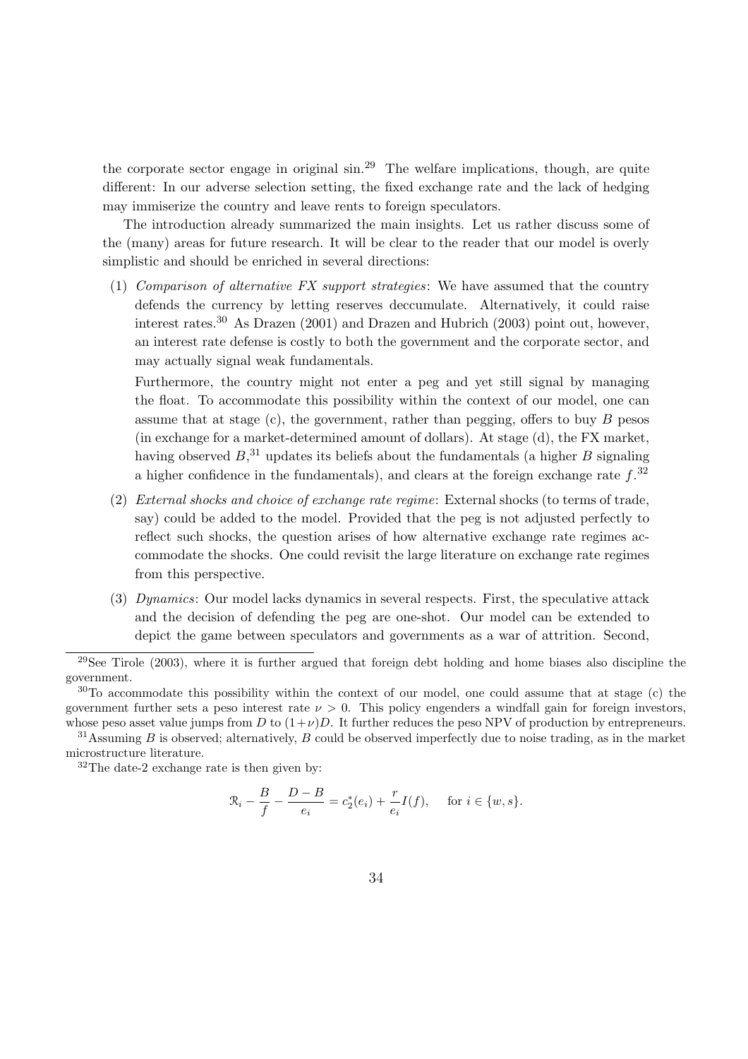the corporate sector engage in original sin.[29] The welfare implications, though, are quite different: In our adverse selection setting, the fixed exchange rate and the lack of hedging may immiserize the country and leave rents to foreign speculators.

The introduction already summarized the main insights. Let us rather discuss some of the (many) areas for future research. It will be clear to the reader that our model is overly simplistic and should be enriched in several directions:

(1) *Comparison of alternative FX support strategies*: We have assumed that the country defends the currency by letting reserves deccumulate. Alternatively, it could raise interest rates.[30] As Drazen (2001) and Drazen and Hubrich (2003) point out, however, an interest rate defense is costly to both the government and the corporate sector, and may actually signal weak fundamentals.

Furthermore, the country might not enter a peg and yet still signal by managing the float. To accommodate this possibility within the context of our model, one can assume that at stage (c), the government, rather than pegging, offers to buy $B$ pesos (in exchange for a market-determined amount of dollars). At stage (d), the FX market, having observed $B$,[31] updates its beliefs about the fundamentals (a higher $B$ signaling a higher confidence in the fundamentals), and clears at the foreign exchange rate $f$.[32]

(2) *External shocks and choice of exchange rate regime*: External shocks (to terms of trade, say) could be added to the model. Provided that the peg is not adjusted perfectly to reflect such shocks, the question arises of how alternative exchange rate regimes accommodate the shocks. One could revisit the large literature on exchange rate regimes from this perspective.

(3) *Dynamics*: Our model lacks dynamics in several respects. First, the speculative attack and the decision of defending the peg are one-shot. Our model can be extended to depict the game between speculators and governments as a war of attrition. Second,

---

[29] See Tirole (2003), where it is further argued that foreign debt holding and home biases also discipline the government.

[30] To accommodate this possibility within the context of our model, one could assume that at stage (c) the government further sets a peso interest rate $\nu > 0$. This policy engenders a windfall gain for foreign investors, whose peso asset value jumps from $D$ to $(1+\nu)D$. It further reduces the peso NPV of production by entrepreneurs.

[31] Assuming $B$ is observed; alternatively, $B$ could be observed imperfectly due to noise trading, as in the market microstructure literature.

[32] The date-2 exchange rate is then given by:

$$\mathcal{R}_i - \frac{B}{f} - \frac{D-B}{e_i} = c_2^*(e_i) + \frac{r}{e_i}I(f), \quad \text{for } i \in \{w, s\}.$$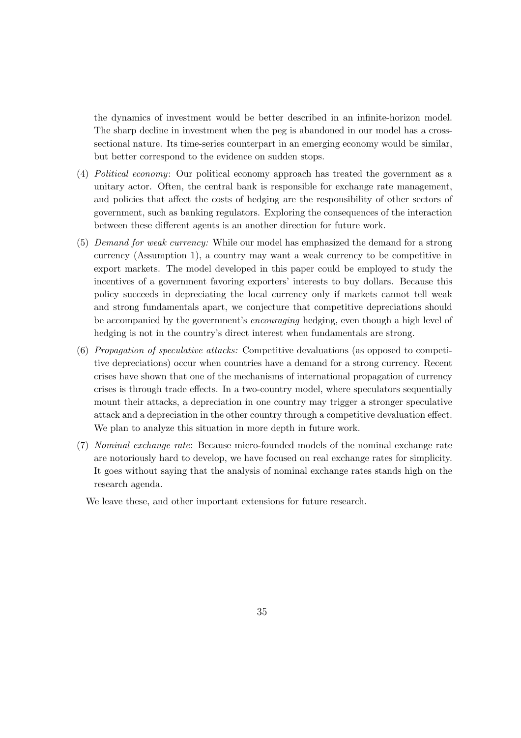the dynamics of investment would be better described in an infinite-horizon model. The sharp decline in investment when the peg is abandoned in our model has a cross-sectional nature. Its time-series counterpart in an emerging economy would be similar, but better correspond to the evidence on sudden stops.

(4) *Political economy*: Our political economy approach has treated the government as a unitary actor. Often, the central bank is responsible for exchange rate management, and policies that affect the costs of hedging are the responsibility of other sectors of government, such as banking regulators. Exploring the consequences of the interaction between these different agents is an another direction for future work.

(5) *Demand for weak currency:* While our model has emphasized the demand for a strong currency (Assumption 1), a country may want a weak currency to be competitive in export markets. The model developed in this paper could be employed to study the incentives of a government favoring exporters' interests to buy dollars. Because this policy succeeds in depreciating the local currency only if markets cannot tell weak and strong fundamentals apart, we conjecture that competitive depreciations should be accompanied by the government's *encouraging* hedging, even though a high level of hedging is not in the country's direct interest when fundamentals are strong.

(6) *Propagation of speculative attacks:* Competitive devaluations (as opposed to competitive depreciations) occur when countries have a demand for a strong currency. Recent crises have shown that one of the mechanisms of international propagation of currency crises is through trade effects. In a two-country model, where speculators sequentially mount their attacks, a depreciation in one country may trigger a stronger speculative attack and a depreciation in the other country through a competitive devaluation effect. We plan to analyze this situation in more depth in future work.

(7) *Nominal exchange rate*: Because micro-founded models of the nominal exchange rate are notoriously hard to develop, we have focused on real exchange rates for simplicity. It goes without saying that the analysis of nominal exchange rates stands high on the research agenda.

We leave these, and other important extensions for future research.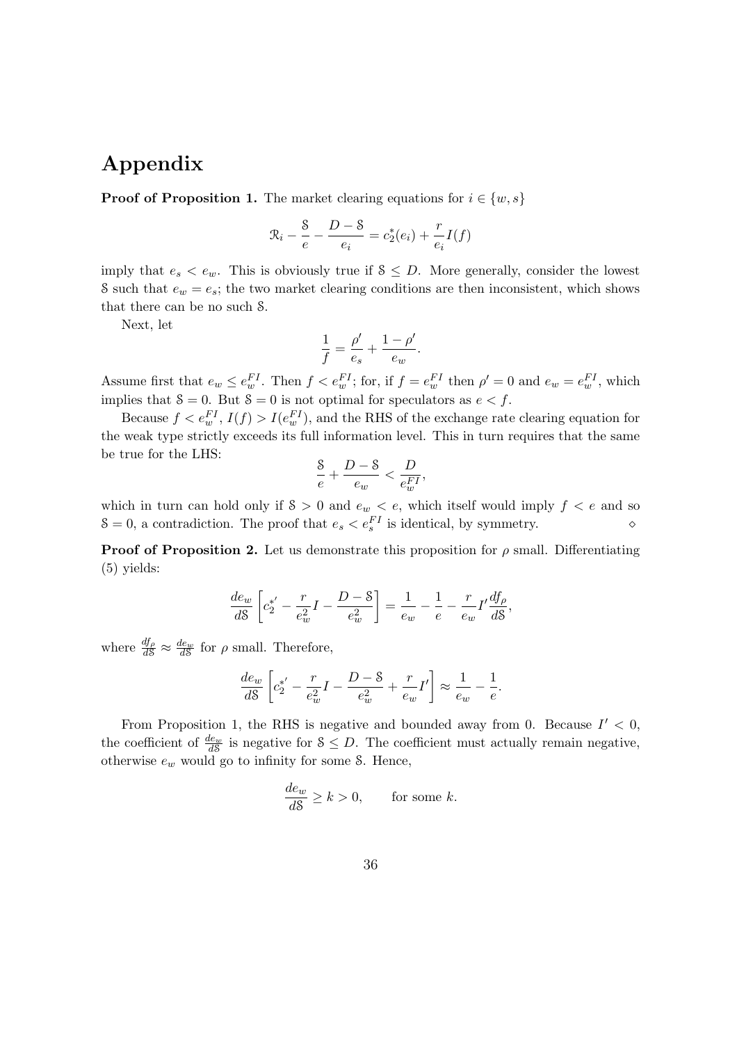# Appendix

**Proof of Proposition 1.** The market clearing equations for $i \in \{w, s\}$

$$\mathcal{R}_i - \frac{\mathcal{S}}{e} - \frac{D - \mathcal{S}}{e_i} = c_2^*(e_i) + \frac{r}{e_i} I(f)$$

imply that $e_s < e_w$. This is obviously true if $\mathcal{S} \leq D$. More generally, consider the lowest $\mathcal{S}$ such that $e_w = e_s$; the two market clearing conditions are then inconsistent, which shows that there can be no such $\mathcal{S}$.

Next, let

$$\frac{1}{f} = \frac{\rho'}{e_s} + \frac{1 - \rho'}{e_w}.$$

Assume first that $e_w \leq e_w^{FI}$. Then $f < e_w^{FI}$; for, if $f = e_w^{FI}$ then $\rho' = 0$ and $e_w = e_w^{FI}$, which implies that $\mathcal{S} = 0$. But $\mathcal{S} = 0$ is not optimal for speculators as $e < f$.

Because $f < e_w^{FI}$, $I(f) > I(e_w^{FI})$, and the RHS of the exchange rate clearing equation for the weak type strictly exceeds its full information level. This in turn requires that the same be true for the LHS:

$$\frac{\mathcal{S}}{e} + \frac{D - \mathcal{S}}{e_w} < \frac{D}{e_w^{FI}},$$

which in turn can hold only if $\mathcal{S} > 0$ and $e_w < e$, which itself would imply $f < e$ and so $\mathcal{S} = 0$, a contradiction. The proof that $e_s < e_s^{FI}$ is identical, by symmetry. $\diamond$

**Proof of Proposition 2.** Let us demonstrate this proposition for $\rho$ small. Differentiating (5) yields:

$$\frac{de_w}{d\mathcal{S}} \left[ c_2^{*'} - \frac{r}{e_w^2} I - \frac{D - \mathcal{S}}{e_w^2} \right] = \frac{1}{e_w} - \frac{1}{e} - \frac{r}{e_w} I' \frac{df_\rho}{d\mathcal{S}},$$

where $\frac{df_\rho}{d\mathcal{S}} \approx \frac{de_w}{d\mathcal{S}}$ for $\rho$ small. Therefore,

$$\frac{de_w}{d\mathcal{S}} \left[ c_2^{*'} - \frac{r}{e_w^2} I - \frac{D - \mathcal{S}}{e_w^2} + \frac{r}{e_w} I' \right] \approx \frac{1}{e_w} - \frac{1}{e}.$$

From Proposition 1, the RHS is negative and bounded away from 0. Because $I' < 0$, the coefficient of $\frac{de_w}{d\mathcal{S}}$ is negative for $\mathcal{S} \leq D$. The coefficient must actually remain negative, otherwise $e_w$ would go to infinity for some $\mathcal{S}$. Hence,

$$\frac{de_w}{d\mathcal{S}} \geq k > 0, \qquad \text{for some } k.$$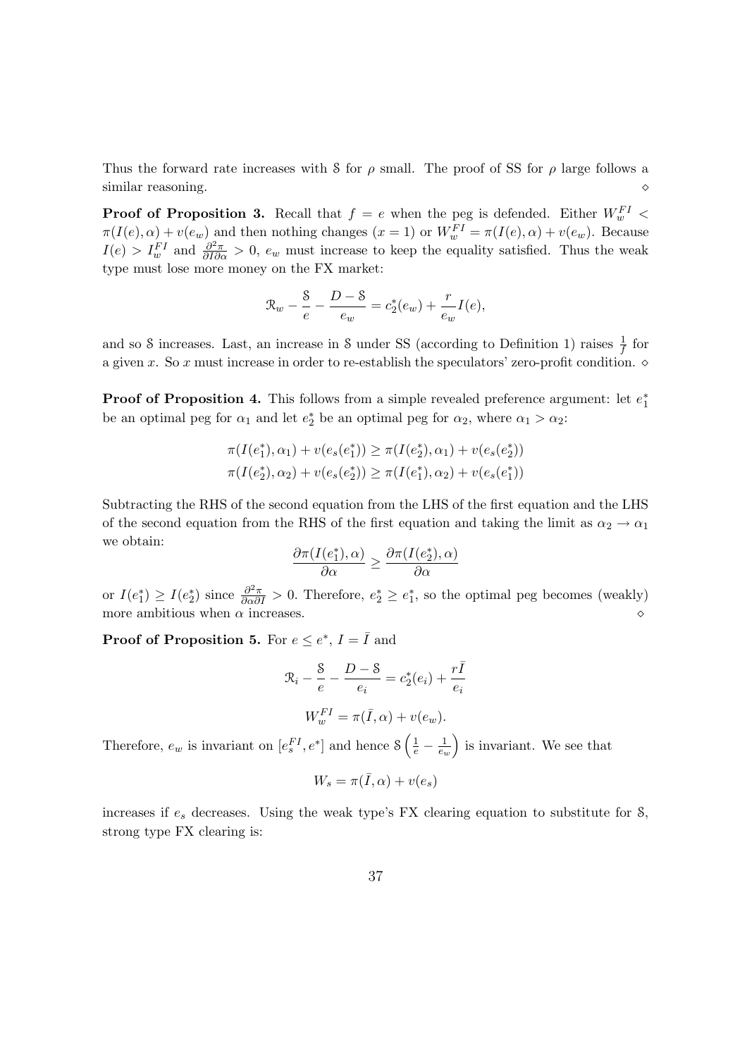Thus the forward rate increases with $\mathcal{S}$ for $\rho$ small. The proof of SS for $\rho$ large follows a similar reasoning. $\diamond$

**Proof of Proposition 3.** Recall that $f = e$ when the peg is defended. Either $W_w^{FI} < \pi(I(e), \alpha) + v(e_w)$ and then nothing changes ($x = 1$) or $W_w^{FI} = \pi(I(e), \alpha) + v(e_w)$. Because $I(e) > I_w^{FI}$ and $\frac{\partial^2 \pi}{\partial I \partial \alpha} > 0$, $e_w$ must increase to keep the equality satisfied. Thus the weak type must lose more money on the FX market:

$$\mathcal{R}_w - \frac{\mathcal{S}}{e} - \frac{D - \mathcal{S}}{e_w} = c_2^*(e_w) + \frac{r}{e_w} I(e),$$

and so $\mathcal{S}$ increases. Last, an increase in $\mathcal{S}$ under SS (according to Definition 1) raises $\frac{1}{f}$ for a given $x$. So $x$ must increase in order to re-establish the speculators' zero-profit condition. $\diamond$

**Proof of Proposition 4.** This follows from a simple revealed preference argument: let $e_1^*$ be an optimal peg for $\alpha_1$ and let $e_2^*$ be an optimal peg for $\alpha_2$, where $\alpha_1 > \alpha_2$:

$$\pi(I(e_1^*), \alpha_1) + v(e_s(e_1^*)) \geq \pi(I(e_2^*), \alpha_1) + v(e_s(e_2^*))$$
$$\pi(I(e_2^*), \alpha_2) + v(e_s(e_2^*)) \geq \pi(I(e_1^*), \alpha_2) + v(e_s(e_1^*))$$

Subtracting the RHS of the second equation from the LHS of the first equation and the LHS of the second equation from the RHS of the first equation and taking the limit as $\alpha_2 \to \alpha_1$ we obtain:

$$\frac{\partial \pi(I(e_1^*), \alpha)}{\partial \alpha} \geq \frac{\partial \pi(I(e_2^*), \alpha)}{\partial \alpha}$$

or $I(e_1^*) \geq I(e_2^*)$ since $\frac{\partial^2 \pi}{\partial \alpha \partial I} > 0$. Therefore, $e_2^* \geq e_1^*$, so the optimal peg becomes (weakly) more ambitious when $\alpha$ increases. $\diamond$

**Proof of Proposition 5.** For $e \leq e^*$, $I = \bar{I}$ and

$$\mathcal{R}_i - \frac{\mathcal{S}}{e} - \frac{D - \mathcal{S}}{e_i} = c_2^*(e_i) + \frac{r\bar{I}}{e_i}$$

$$W_w^{FI} = \pi(\bar{I}, \alpha) + v(e_w).$$

Therefore, $e_w$ is invariant on $[e_s^{FI}, e^*]$ and hence $\mathcal{S}\left(\frac{1}{e} - \frac{1}{e_w}\right)$ is invariant. We see that

$$W_s = \pi(\bar{I}, \alpha) + v(e_s)$$

increases if $e_s$ decreases. Using the weak type's FX clearing equation to substitute for $\mathcal{S}$, strong type FX clearing is: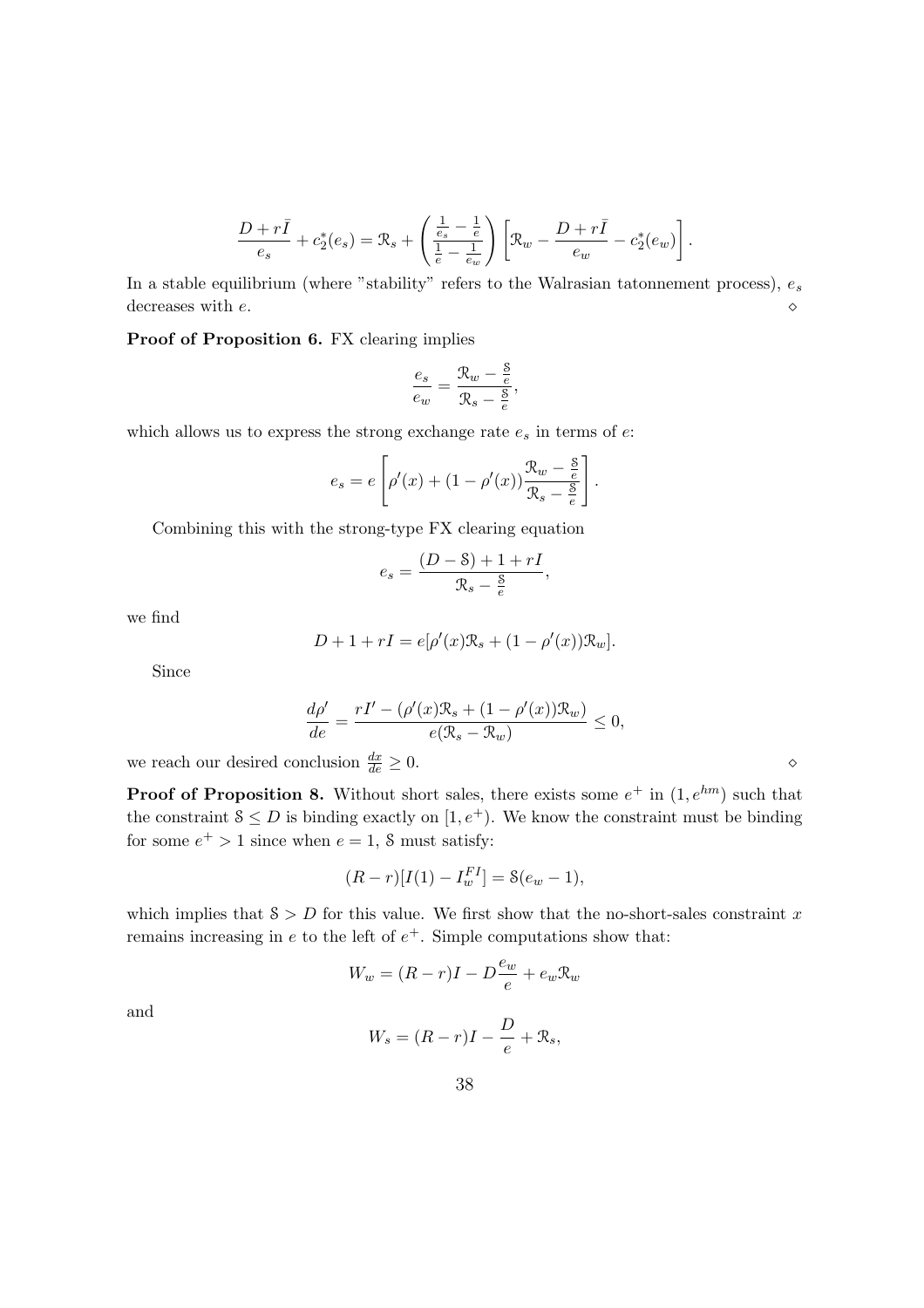$$\frac{D + r\bar{I}}{e_s} + c_2^*(e_s) = \mathcal{R}_s + \left(\frac{\frac{1}{e_s} - \frac{1}{e}}{\frac{1}{e} - \frac{1}{e_w}}\right)\left[\mathcal{R}_w - \frac{D + r\bar{I}}{e_w} - c_2^*(e_w)\right].$$

In a stable equilibrium (where "stability" refers to the Walrasian tatonnement process), $e_s$ decreases with $e$. ◇

**Proof of Proposition 6.** FX clearing implies

$$\frac{e_s}{e_w} = \frac{\mathcal{R}_w - \frac{\mathcal{S}}{e}}{\mathcal{R}_s - \frac{\mathcal{S}}{e}},$$

which allows us to express the strong exchange rate $e_s$ in terms of $e$:

$$e_s = e\left[\rho'(x) + (1 - \rho'(x))\frac{\mathcal{R}_w - \frac{\mathcal{S}}{e}}{\mathcal{R}_s - \frac{\mathcal{S}}{e}}\right].$$

Combining this with the strong-type FX clearing equation

$$e_s = \frac{(D - \mathcal{S}) + 1 + rI}{\mathcal{R}_s - \frac{\mathcal{S}}{e}},$$

we find

$$D + 1 + rI = e[\rho'(x)\mathcal{R}_s + (1 - \rho'(x))\mathcal{R}_w].$$

Since

$$\frac{d\rho'}{de} = \frac{rI' - (\rho'(x)\mathcal{R}_s + (1 - \rho'(x))\mathcal{R}_w)}{e(\mathcal{R}_s - \mathcal{R}_w)} \leq 0,$$

we reach our desired conclusion $\frac{dx}{de} \geq 0$. ◇

**Proof of Proposition 8.** Without short sales, there exists some $e^+$ in $(1, e^{hm})$ such that the constraint $\mathcal{S} \leq D$ is binding exactly on $[1, e^+)$. We know the constraint must be binding for some $e^+ > 1$ since when $e = 1$, $\mathcal{S}$ must satisfy:

$$(R - r)[I(1) - I_w^{FI}] = \mathcal{S}(e_w - 1),$$

which implies that $\mathcal{S} > D$ for this value. We first show that the no-short-sales constraint $x$ remains increasing in $e$ to the left of $e^+$. Simple computations show that:

$$W_w = (R - r)I - D\frac{e_w}{e} + e_w\mathcal{R}_w$$

and

$$W_s = (R - r)I - \frac{D}{e} + \mathcal{R}_s,$$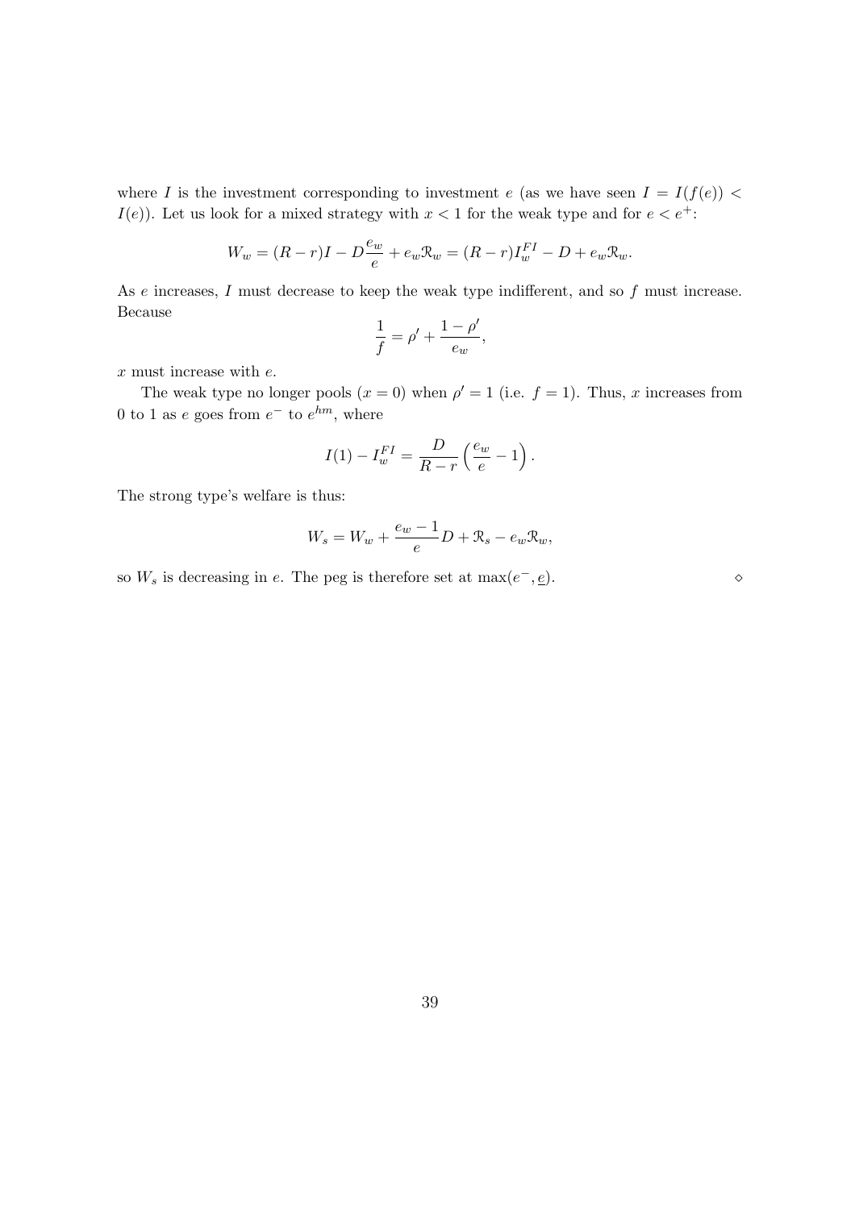where $I$ is the investment corresponding to investment $e$ (as we have seen $I = I(f(e)) < I(e)$). Let us look for a mixed strategy with $x < 1$ for the weak type and for $e < e^+$:

$$W_w = (R-r)I - D\frac{e_w}{e} + e_w \mathcal{R}_w = (R-r)I_w^{FI} - D + e_w \mathcal{R}_w.$$

As $e$ increases, $I$ must decrease to keep the weak type indifferent, and so $f$ must increase. Because

$$\frac{1}{f} = \rho' + \frac{1-\rho'}{e_w},$$

$x$ must increase with $e$.

The weak type no longer pools ($x = 0$) when $\rho' = 1$ (i.e. $f = 1$). Thus, $x$ increases from 0 to 1 as $e$ goes from $e^-$ to $e^{hm}$, where

$$I(1) - I_w^{FI} = \frac{D}{R-r}\left(\frac{e_w}{e} - 1\right).$$

The strong type's welfare is thus:

$$W_s = W_w + \frac{e_w - 1}{e}D + \mathcal{R}_s - e_w \mathcal{R}_w,$$

so $W_s$ is decreasing in $e$. The peg is therefore set at $\max(e^-, \underline{e})$. ⋄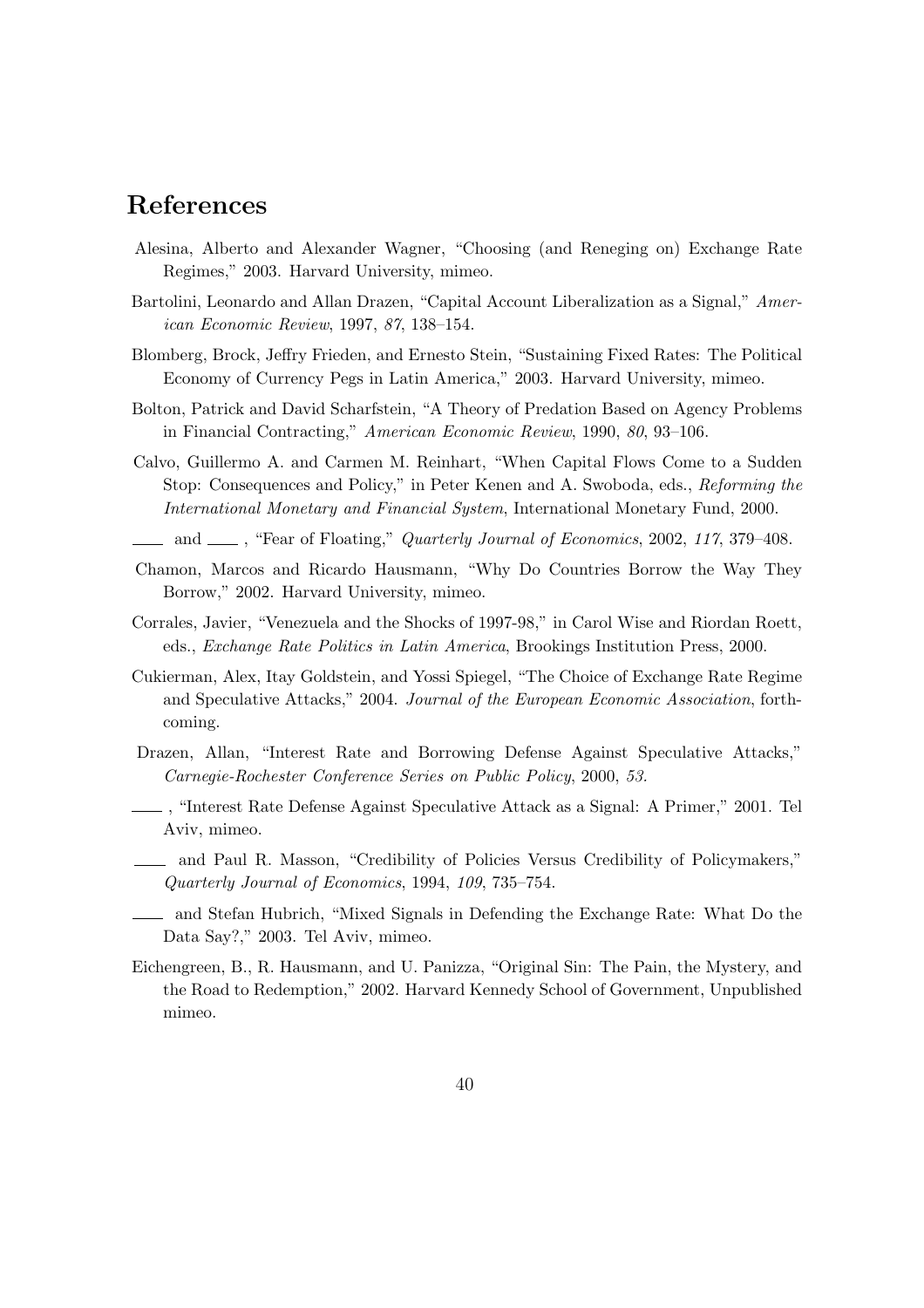# References

Alesina, Alberto and Alexander Wagner, "Choosing (and Reneging on) Exchange Rate Regimes," 2003. Harvard University, mimeo.

Bartolini, Leonardo and Allan Drazen, "Capital Account Liberalization as a Signal," *American Economic Review*, 1997, *87*, 138–154.

Blomberg, Brock, Jeffry Frieden, and Ernesto Stein, "Sustaining Fixed Rates: The Political Economy of Currency Pegs in Latin America," 2003. Harvard University, mimeo.

Bolton, Patrick and David Scharfstein, "A Theory of Predation Based on Agency Problems in Financial Contracting," *American Economic Review*, 1990, *80*, 93–106.

Calvo, Guillermo A. and Carmen M. Reinhart, "When Capital Flows Come to a Sudden Stop: Consequences and Policy," in Peter Kenen and A. Swoboda, eds., *Reforming the International Monetary and Financial System*, International Monetary Fund, 2000.

—— and ——, "Fear of Floating," *Quarterly Journal of Economics*, 2002, *117*, 379–408.

Chamon, Marcos and Ricardo Hausmann, "Why Do Countries Borrow the Way They Borrow," 2002. Harvard University, mimeo.

Corrales, Javier, "Venezuela and the Shocks of 1997-98," in Carol Wise and Riordan Roett, eds., *Exchange Rate Politics in Latin America*, Brookings Institution Press, 2000.

Cukierman, Alex, Itay Goldstein, and Yossi Spiegel, "The Choice of Exchange Rate Regime and Speculative Attacks," 2004. *Journal of the European Economic Association*, forthcoming.

Drazen, Allan, "Interest Rate and Borrowing Defense Against Speculative Attacks," *Carnegie-Rochester Conference Series on Public Policy*, 2000, *53*.

——, "Interest Rate Defense Against Speculative Attack as a Signal: A Primer," 2001. Tel Aviv, mimeo.

—— and Paul R. Masson, "Credibility of Policies Versus Credibility of Policymakers," *Quarterly Journal of Economics*, 1994, *109*, 735–754.

—— and Stefan Hubrich, "Mixed Signals in Defending the Exchange Rate: What Do the Data Say?," 2003. Tel Aviv, mimeo.

Eichengreen, B., R. Hausmann, and U. Panizza, "Original Sin: The Pain, the Mystery, and the Road to Redemption," 2002. Harvard Kennedy School of Government, Unpublished mimeo.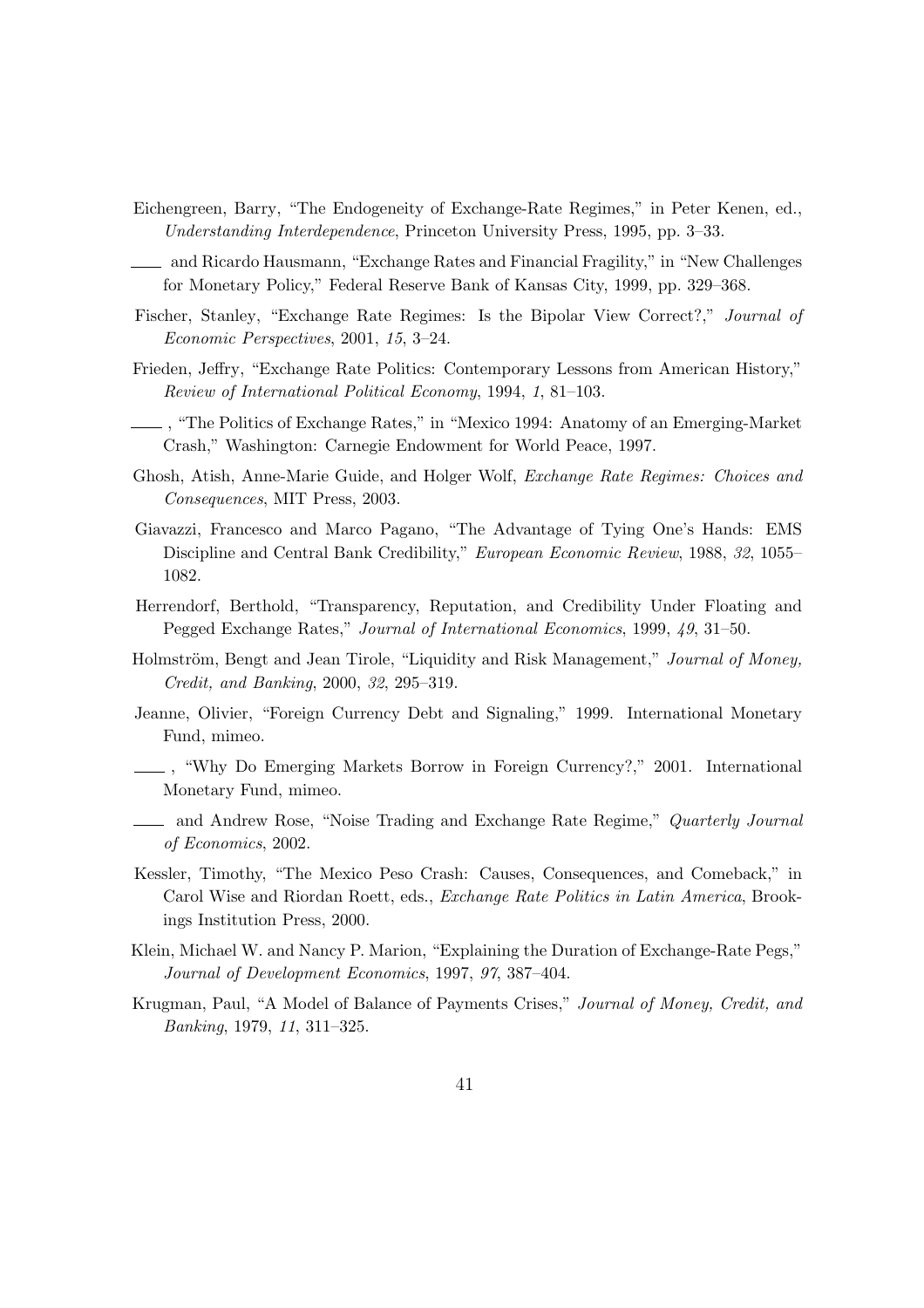Eichengreen, Barry, "The Endogeneity of Exchange-Rate Regimes," in Peter Kenen, ed., *Understanding Interdependence*, Princeton University Press, 1995, pp. 3–33.

___ and Ricardo Hausmann, "Exchange Rates and Financial Fragility," in "New Challenges for Monetary Policy," Federal Reserve Bank of Kansas City, 1999, pp. 329–368.

Fischer, Stanley, "Exchange Rate Regimes: Is the Bipolar View Correct?," *Journal of Economic Perspectives*, 2001, *15*, 3–24.

Frieden, Jeffry, "Exchange Rate Politics: Contemporary Lessons from American History," *Review of International Political Economy*, 1994, *1*, 81–103.

___ , "The Politics of Exchange Rates," in "Mexico 1994: Anatomy of an Emerging-Market Crash," Washington: Carnegie Endowment for World Peace, 1997.

Ghosh, Atish, Anne-Marie Guide, and Holger Wolf, *Exchange Rate Regimes: Choices and Consequences*, MIT Press, 2003.

Giavazzi, Francesco and Marco Pagano, "The Advantage of Tying One's Hands: EMS Discipline and Central Bank Credibility," *European Economic Review*, 1988, *32*, 1055–1082.

Herrendorf, Berthold, "Transparency, Reputation, and Credibility Under Floating and Pegged Exchange Rates," *Journal of International Economics*, 1999, *49*, 31–50.

Holmström, Bengt and Jean Tirole, "Liquidity and Risk Management," *Journal of Money, Credit, and Banking*, 2000, *32*, 295–319.

Jeanne, Olivier, "Foreign Currency Debt and Signaling," 1999. International Monetary Fund, mimeo.

___ , "Why Do Emerging Markets Borrow in Foreign Currency?," 2001. International Monetary Fund, mimeo.

___ and Andrew Rose, "Noise Trading and Exchange Rate Regime," *Quarterly Journal of Economics*, 2002.

Kessler, Timothy, "The Mexico Peso Crash: Causes, Consequences, and Comeback," in Carol Wise and Riordan Roett, eds., *Exchange Rate Politics in Latin America*, Brookings Institution Press, 2000.

Klein, Michael W. and Nancy P. Marion, "Explaining the Duration of Exchange-Rate Pegs," *Journal of Development Economics*, 1997, *97*, 387–404.

Krugman, Paul, "A Model of Balance of Payments Crises," *Journal of Money, Credit, and Banking*, 1979, *11*, 311–325.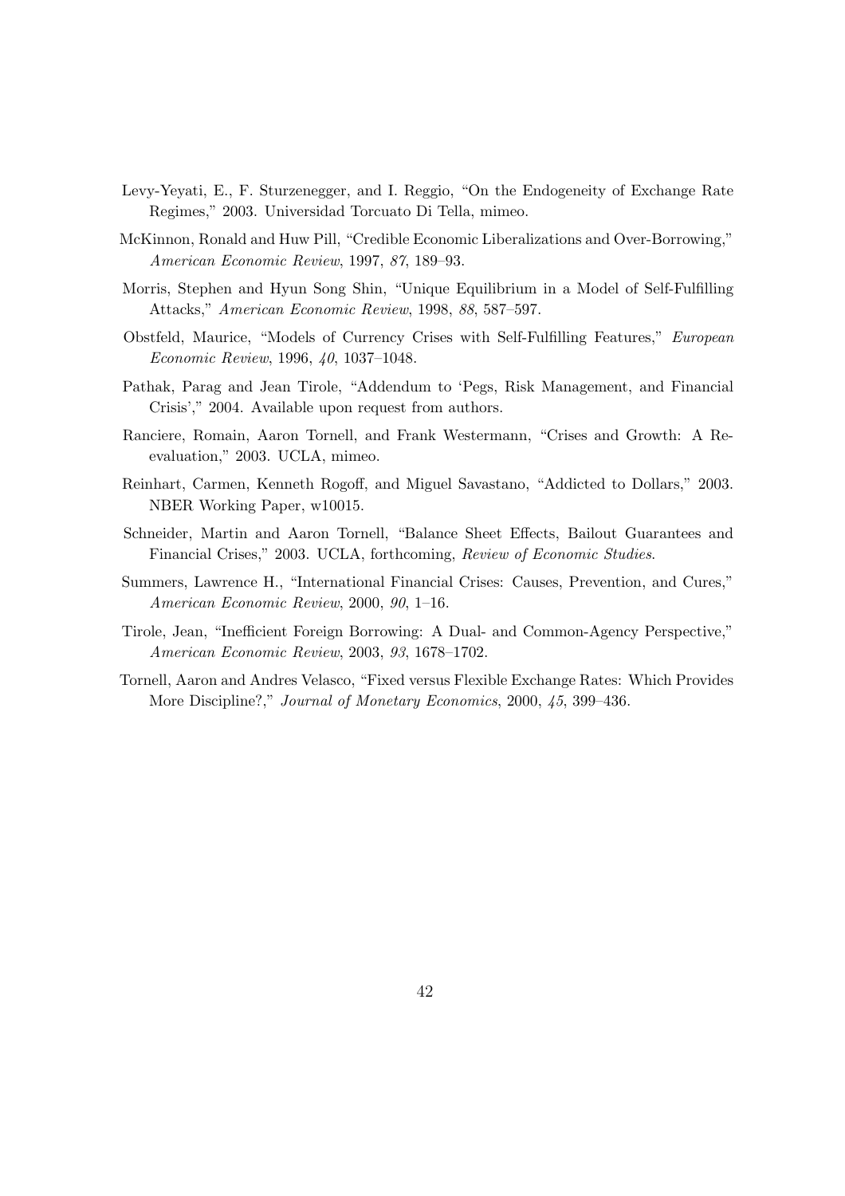Levy-Yeyati, E., F. Sturzenegger, and I. Reggio, "On the Endogeneity of Exchange Rate Regimes," 2003. Universidad Torcuato Di Tella, mimeo.

McKinnon, Ronald and Huw Pill, "Credible Economic Liberalizations and Over-Borrowing," *American Economic Review*, 1997, *87*, 189–93.

Morris, Stephen and Hyun Song Shin, "Unique Equilibrium in a Model of Self-Fulfilling Attacks," *American Economic Review*, 1998, *88*, 587–597.

Obstfeld, Maurice, "Models of Currency Crises with Self-Fulfilling Features," *European Economic Review*, 1996, *40*, 1037–1048.

Pathak, Parag and Jean Tirole, "Addendum to 'Pegs, Risk Management, and Financial Crisis'," 2004. Available upon request from authors.

Ranciere, Romain, Aaron Tornell, and Frank Westermann, "Crises and Growth: A Re-evaluation," 2003. UCLA, mimeo.

Reinhart, Carmen, Kenneth Rogoff, and Miguel Savastano, "Addicted to Dollars," 2003. NBER Working Paper, w10015.

Schneider, Martin and Aaron Tornell, "Balance Sheet Effects, Bailout Guarantees and Financial Crises," 2003. UCLA, forthcoming, *Review of Economic Studies*.

Summers, Lawrence H., "International Financial Crises: Causes, Prevention, and Cures," *American Economic Review*, 2000, *90*, 1–16.

Tirole, Jean, "Inefficient Foreign Borrowing: A Dual- and Common-Agency Perspective," *American Economic Review*, 2003, *93*, 1678–1702.

Tornell, Aaron and Andres Velasco, "Fixed versus Flexible Exchange Rates: Which Provides More Discipline?," *Journal of Monetary Economics*, 2000, *45*, 399–436.